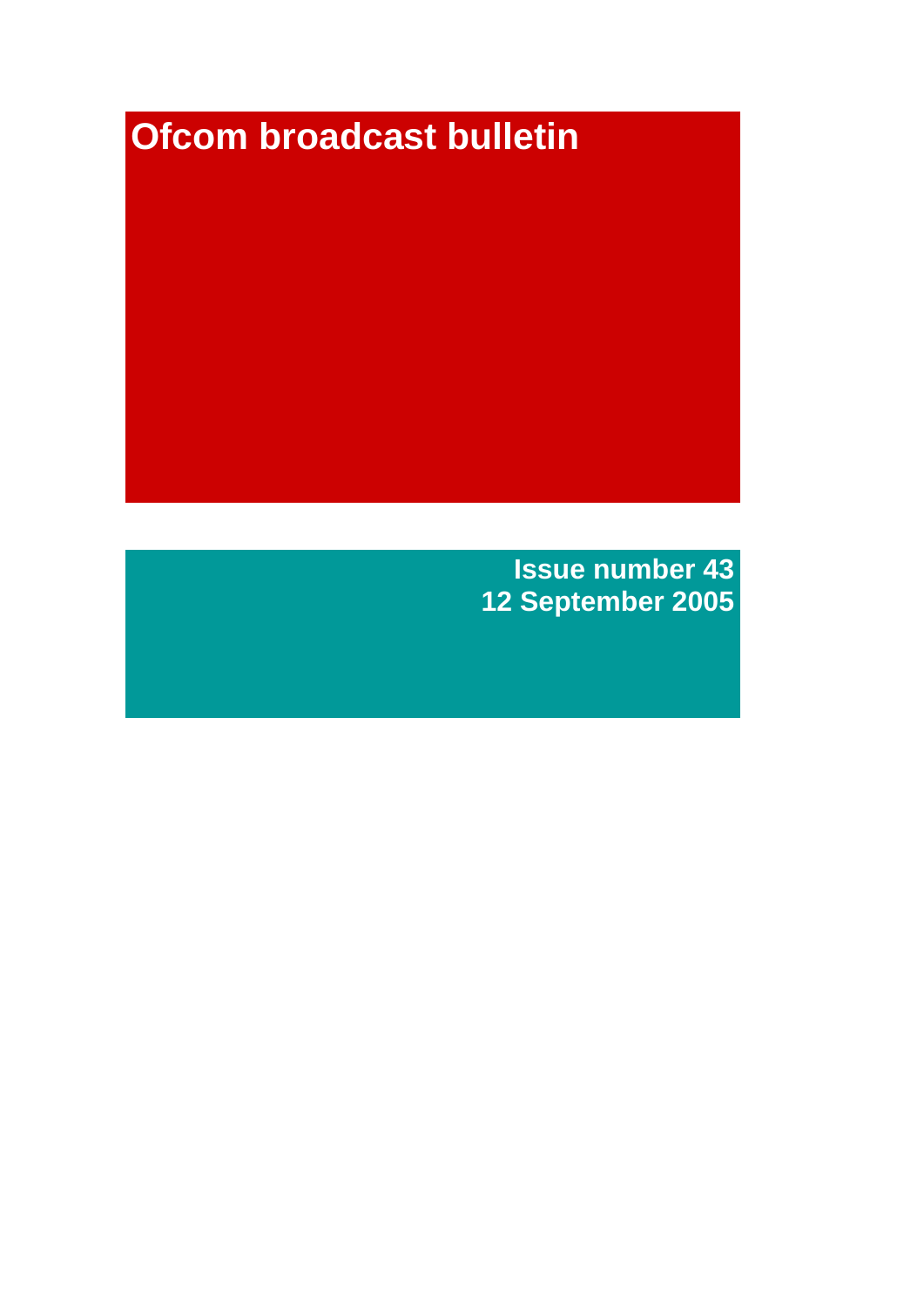# Ofcom broadcast bulletin

**Issue number 43**
**12 September 2005**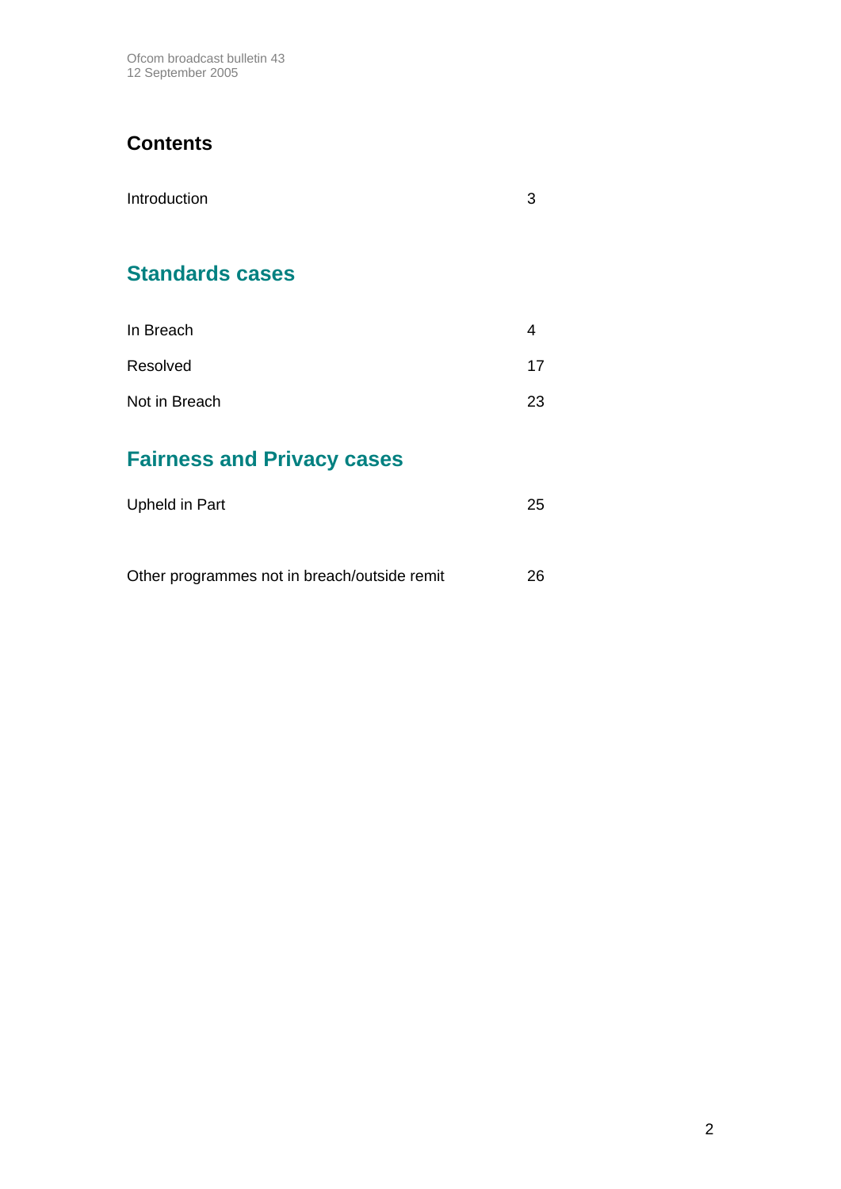## Contents

| | |
|---|---|
| Introduction | 3 |

## Standards cases

| | |
|---|---|
| In Breach | 4 |
| Resolved | 17 |
| Not in Breach | 23 |

## Fairness and Privacy cases

| | |
|---|---|
| Upheld in Part | 25 |
| Other programmes not in breach/outside remit | 26 |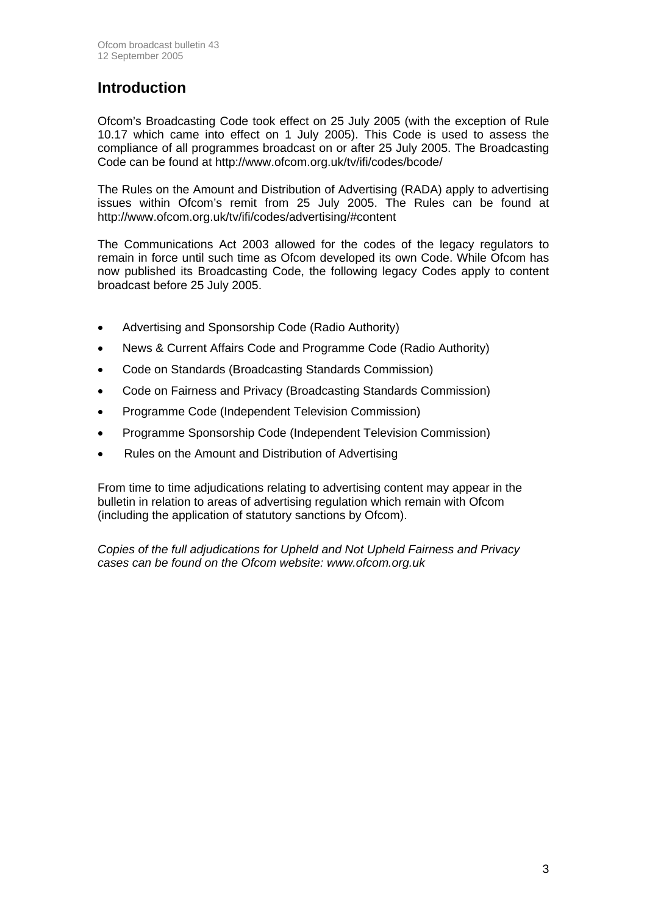## Introduction

Ofcom's Broadcasting Code took effect on 25 July 2005 (with the exception of Rule 10.17 which came into effect on 1 July 2005). This Code is used to assess the compliance of all programmes broadcast on or after 25 July 2005. The Broadcasting Code can be found at http://www.ofcom.org.uk/tv/ifi/codes/bcode/

The Rules on the Amount and Distribution of Advertising (RADA) apply to advertising issues within Ofcom's remit from 25 July 2005. The Rules can be found at http://www.ofcom.org.uk/tv/ifi/codes/advertising/#content

The Communications Act 2003 allowed for the codes of the legacy regulators to remain in force until such time as Ofcom developed its own Code. While Ofcom has now published its Broadcasting Code, the following legacy Codes apply to content broadcast before 25 July 2005.

- Advertising and Sponsorship Code (Radio Authority)
- News & Current Affairs Code and Programme Code (Radio Authority)
- Code on Standards (Broadcasting Standards Commission)
- Code on Fairness and Privacy (Broadcasting Standards Commission)
- Programme Code (Independent Television Commission)
- Programme Sponsorship Code (Independent Television Commission)
- Rules on the Amount and Distribution of Advertising

From time to time adjudications relating to advertising content may appear in the bulletin in relation to areas of advertising regulation which remain with Ofcom (including the application of statutory sanctions by Ofcom).

*Copies of the full adjudications for Upheld and Not Upheld Fairness and Privacy cases can be found on the Ofcom website: www.ofcom.org.uk*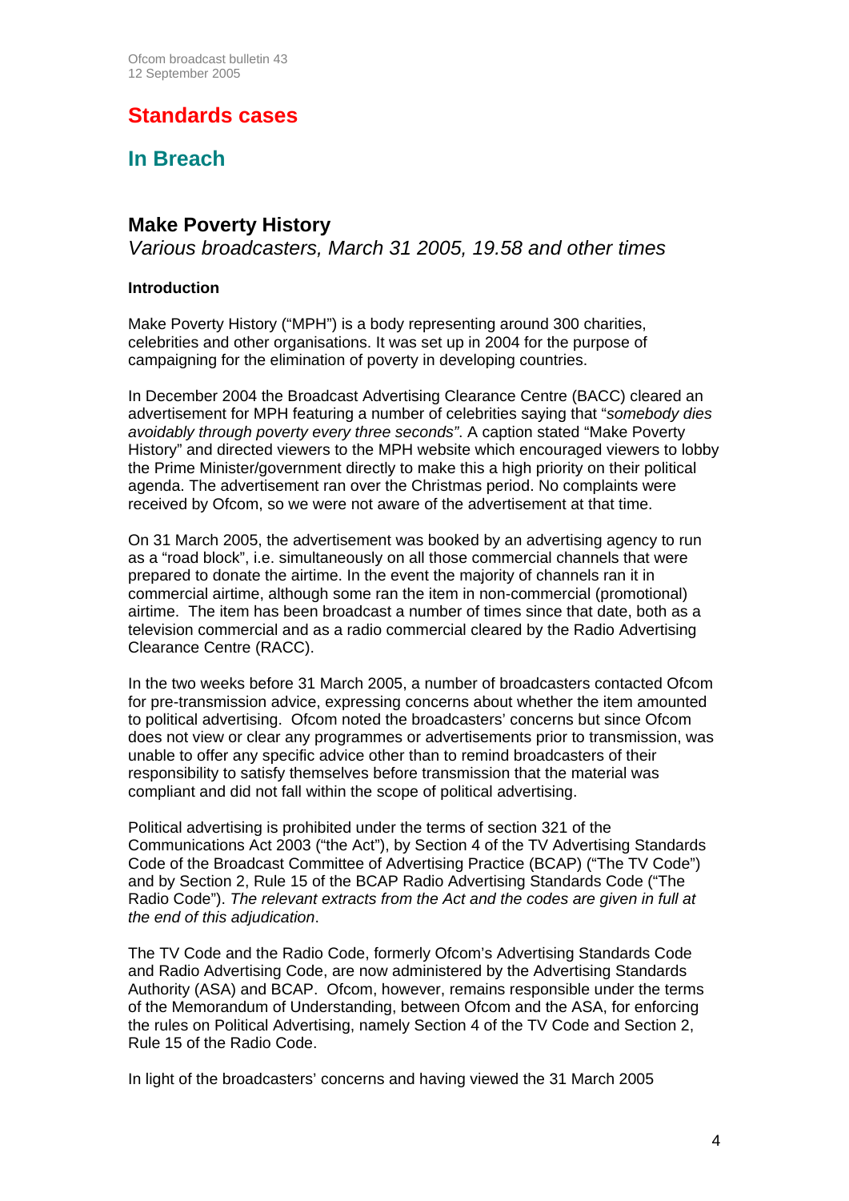# Standards cases

## In Breach

### Make Poverty History

*Various broadcasters, March 31 2005, 19.58 and other times*

**Introduction**

Make Poverty History ("MPH") is a body representing around 300 charities, celebrities and other organisations. It was set up in 2004 for the purpose of campaigning for the elimination of poverty in developing countries.

In December 2004 the Broadcast Advertising Clearance Centre (BACC) cleared an advertisement for MPH featuring a number of celebrities saying that "*somebody dies avoidably through poverty every three seconds"*. A caption stated "Make Poverty History" and directed viewers to the MPH website which encouraged viewers to lobby the Prime Minister/government directly to make this a high priority on their political agenda. The advertisement ran over the Christmas period. No complaints were received by Ofcom, so we were not aware of the advertisement at that time.

On 31 March 2005, the advertisement was booked by an advertising agency to run as a "road block", i.e. simultaneously on all those commercial channels that were prepared to donate the airtime. In the event the majority of channels ran it in commercial airtime, although some ran the item in non-commercial (promotional) airtime. The item has been broadcast a number of times since that date, both as a television commercial and as a radio commercial cleared by the Radio Advertising Clearance Centre (RACC).

In the two weeks before 31 March 2005, a number of broadcasters contacted Ofcom for pre-transmission advice, expressing concerns about whether the item amounted to political advertising. Ofcom noted the broadcasters' concerns but since Ofcom does not view or clear any programmes or advertisements prior to transmission, was unable to offer any specific advice other than to remind broadcasters of their responsibility to satisfy themselves before transmission that the material was compliant and did not fall within the scope of political advertising.

Political advertising is prohibited under the terms of section 321 of the Communications Act 2003 ("the Act"), by Section 4 of the TV Advertising Standards Code of the Broadcast Committee of Advertising Practice (BCAP) ("The TV Code") and by Section 2, Rule 15 of the BCAP Radio Advertising Standards Code ("The Radio Code"). *The relevant extracts from the Act and the codes are given in full at the end of this adjudication*.

The TV Code and the Radio Code, formerly Ofcom's Advertising Standards Code and Radio Advertising Code, are now administered by the Advertising Standards Authority (ASA) and BCAP. Ofcom, however, remains responsible under the terms of the Memorandum of Understanding, between Ofcom and the ASA, for enforcing the rules on Political Advertising, namely Section 4 of the TV Code and Section 2, Rule 15 of the Radio Code.

In light of the broadcasters' concerns and having viewed the 31 March 2005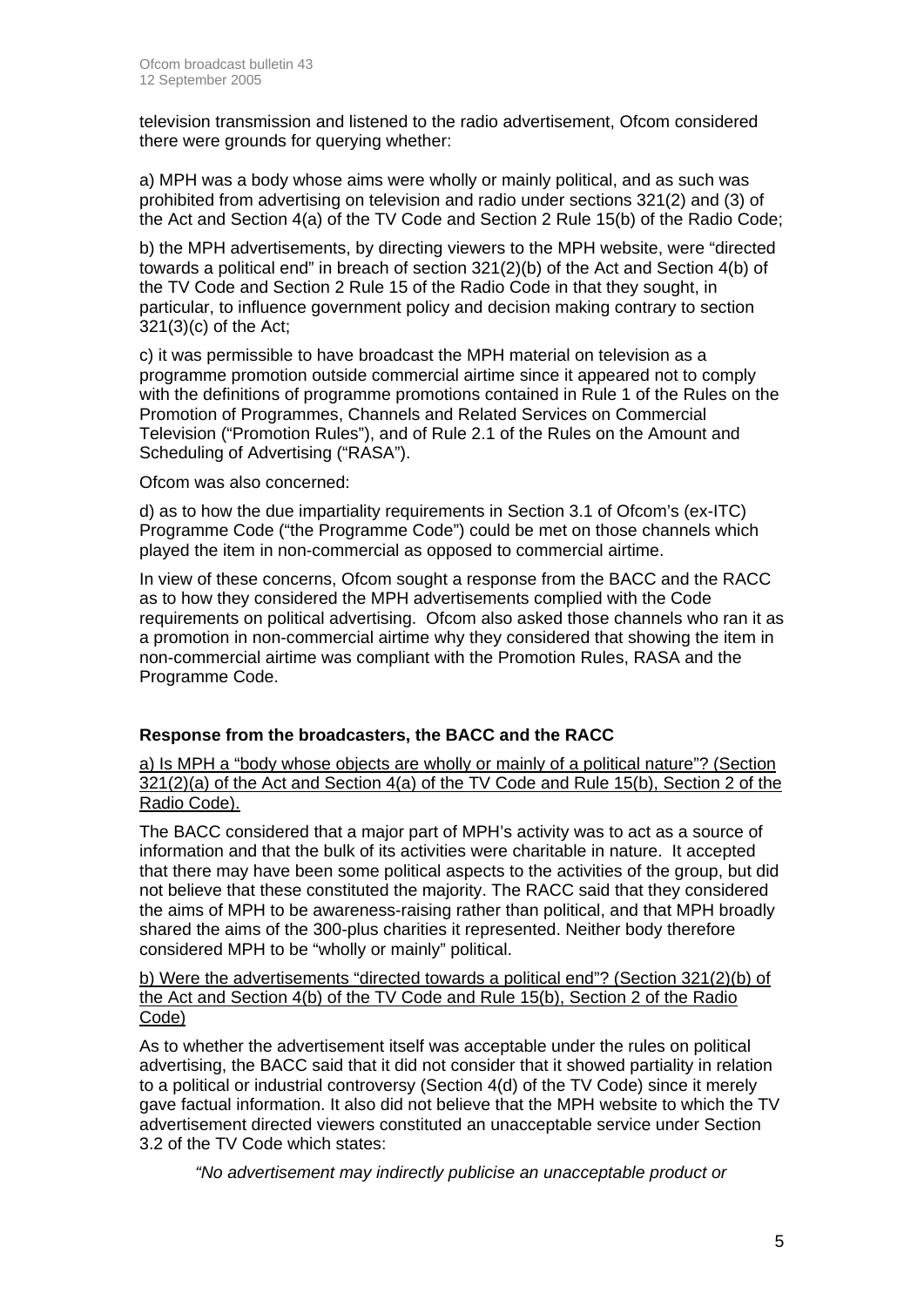television transmission and listened to the radio advertisement, Ofcom considered there were grounds for querying whether:

a) MPH was a body whose aims were wholly or mainly political, and as such was prohibited from advertising on television and radio under sections 321(2) and (3) of the Act and Section 4(a) of the TV Code and Section 2 Rule 15(b) of the Radio Code;

b) the MPH advertisements, by directing viewers to the MPH website, were "directed towards a political end" in breach of section 321(2)(b) of the Act and Section 4(b) of the TV Code and Section 2 Rule 15 of the Radio Code in that they sought, in particular, to influence government policy and decision making contrary to section 321(3)(c) of the Act;

c) it was permissible to have broadcast the MPH material on television as a programme promotion outside commercial airtime since it appeared not to comply with the definitions of programme promotions contained in Rule 1 of the Rules on the Promotion of Programmes, Channels and Related Services on Commercial Television ("Promotion Rules"), and of Rule 2.1 of the Rules on the Amount and Scheduling of Advertising ("RASA").

Ofcom was also concerned:

d) as to how the due impartiality requirements in Section 3.1 of Ofcom's (ex-ITC) Programme Code ("the Programme Code") could be met on those channels which played the item in non-commercial as opposed to commercial airtime.

In view of these concerns, Ofcom sought a response from the BACC and the RACC as to how they considered the MPH advertisements complied with the Code requirements on political advertising. Ofcom also asked those channels who ran it as a promotion in non-commercial airtime why they considered that showing the item in non-commercial airtime was compliant with the Promotion Rules, RASA and the Programme Code.

### Response from the broadcasters, the BACC and the RACC

<u>a) Is MPH a "body whose objects are wholly or mainly of a political nature"? (Section 321(2)(a) of the Act and Section 4(a) of the TV Code and Rule 15(b), Section 2 of the Radio Code).</u>

The BACC considered that a major part of MPH's activity was to act as a source of information and that the bulk of its activities were charitable in nature. It accepted that there may have been some political aspects to the activities of the group, but did not believe that these constituted the majority. The RACC said that they considered the aims of MPH to be awareness-raising rather than political, and that MPH broadly shared the aims of the 300-plus charities it represented. Neither body therefore considered MPH to be "wholly or mainly" political.

<u>b) Were the advertisements "directed towards a political end"? (Section 321(2)(b) of the Act and Section 4(b) of the TV Code and Rule 15(b), Section 2 of the Radio Code)</u>

As to whether the advertisement itself was acceptable under the rules on political advertising, the BACC said that it did not consider that it showed partiality in relation to a political or industrial controversy (Section 4(d) of the TV Code) since it merely gave factual information. It also did not believe that the MPH website to which the TV advertisement directed viewers constituted an unacceptable service under Section 3.2 of the TV Code which states:

> *"No advertisement may indirectly publicise an unacceptable product or*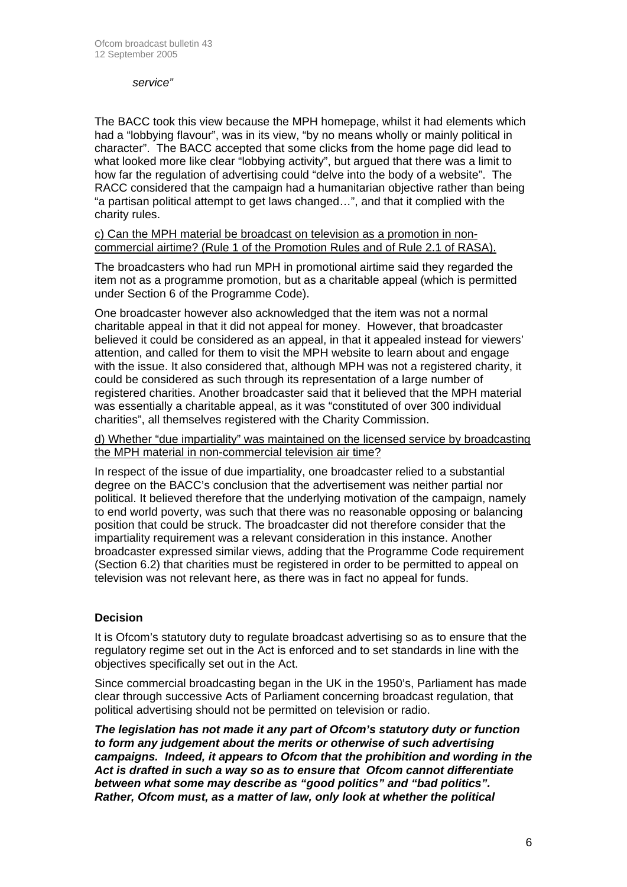*service"*

The BACC took this view because the MPH homepage, whilst it had elements which had a "lobbying flavour", was in its view, "by no means wholly or mainly political in character". The BACC accepted that some clicks from the home page did lead to what looked more like clear "lobbying activity", but argued that there was a limit to how far the regulation of advertising could "delve into the body of a website". The RACC considered that the campaign had a humanitarian objective rather than being "a partisan political attempt to get laws changed…", and that it complied with the charity rules.

c) Can the MPH material be broadcast on television as a promotion in non-commercial airtime? (Rule 1 of the Promotion Rules and of Rule 2.1 of RASA).

The broadcasters who had run MPH in promotional airtime said they regarded the item not as a programme promotion, but as a charitable appeal (which is permitted under Section 6 of the Programme Code).

One broadcaster however also acknowledged that the item was not a normal charitable appeal in that it did not appeal for money. However, that broadcaster believed it could be considered as an appeal, in that it appealed instead for viewers' attention, and called for them to visit the MPH website to learn about and engage with the issue. It also considered that, although MPH was not a registered charity, it could be considered as such through its representation of a large number of registered charities. Another broadcaster said that it believed that the MPH material was essentially a charitable appeal, as it was "constituted of over 300 individual charities", all themselves registered with the Charity Commission.

d) Whether "due impartiality" was maintained on the licensed service by broadcasting the MPH material in non-commercial television air time?

In respect of the issue of due impartiality, one broadcaster relied to a substantial degree on the BACC's conclusion that the advertisement was neither partial nor political. It believed therefore that the underlying motivation of the campaign, namely to end world poverty, was such that there was no reasonable opposing or balancing position that could be struck. The broadcaster did not therefore consider that the impartiality requirement was a relevant consideration in this instance. Another broadcaster expressed similar views, adding that the Programme Code requirement (Section 6.2) that charities must be registered in order to be permitted to appeal on television was not relevant here, as there was in fact no appeal for funds.

### Decision

It is Ofcom's statutory duty to regulate broadcast advertising so as to ensure that the regulatory regime set out in the Act is enforced and to set standards in line with the objectives specifically set out in the Act.

Since commercial broadcasting began in the UK in the 1950's, Parliament has made clear through successive Acts of Parliament concerning broadcast regulation, that political advertising should not be permitted on television or radio.

***The legislation has not made it any part of Ofcom's statutory duty or function to form any judgement about the merits or otherwise of such advertising campaigns. Indeed, it appears to Ofcom that the prohibition and wording in the Act is drafted in such a way so as to ensure that Ofcom cannot differentiate between what some may describe as "good politics" and "bad politics". Rather, Ofcom must, as a matter of law, only look at whether the political***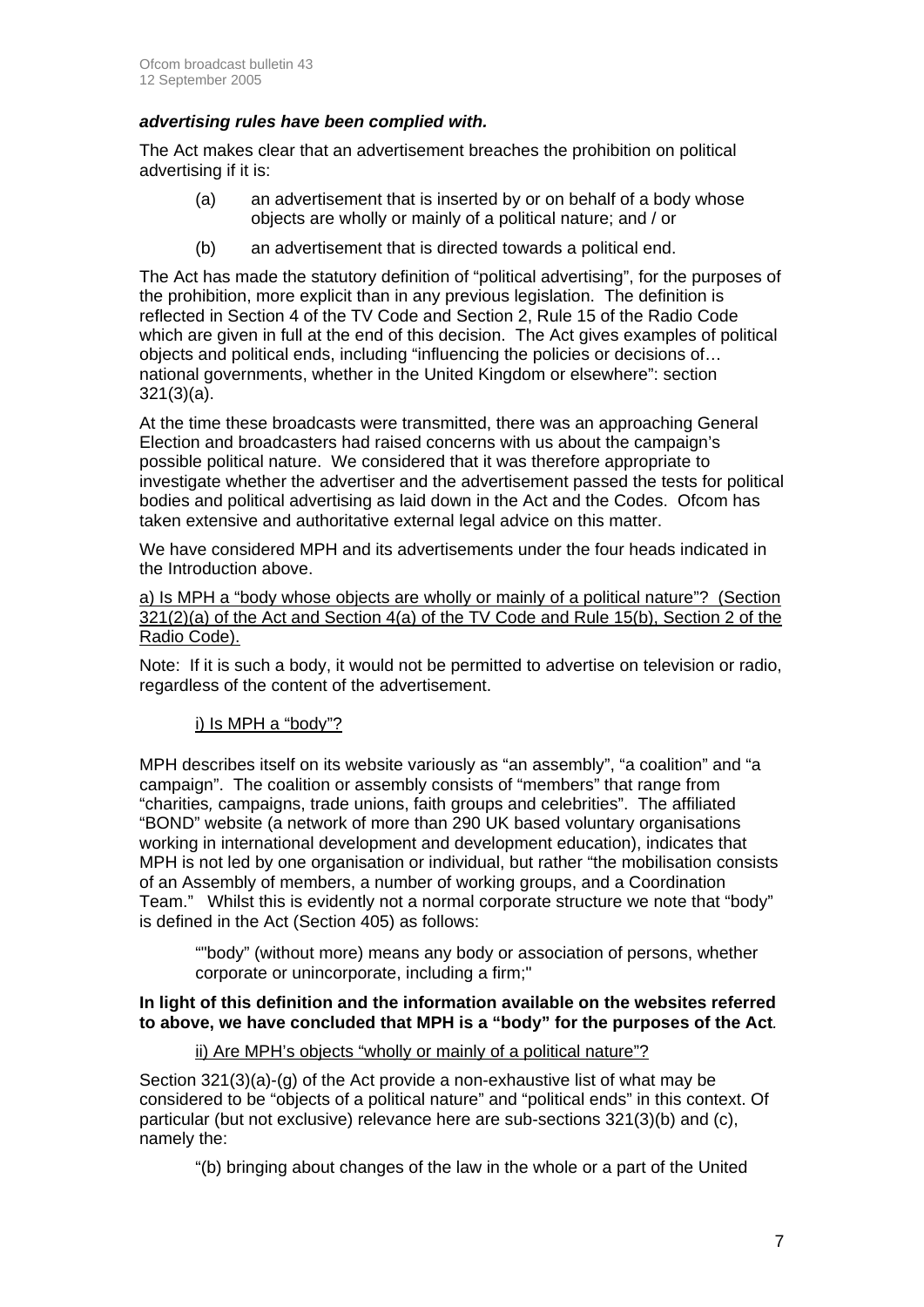***advertising rules have been complied with.***

The Act makes clear that an advertisement breaches the prohibition on political advertising if it is:

(a) an advertisement that is inserted by or on behalf of a body whose objects are wholly or mainly of a political nature; and / or

(b) an advertisement that is directed towards a political end.

The Act has made the statutory definition of "political advertising", for the purposes of the prohibition, more explicit than in any previous legislation. The definition is reflected in Section 4 of the TV Code and Section 2, Rule 15 of the Radio Code which are given in full at the end of this decision. The Act gives examples of political objects and political ends, including "influencing the policies or decisions of… national governments, whether in the United Kingdom or elsewhere": section 321(3)(a).

At the time these broadcasts were transmitted, there was an approaching General Election and broadcasters had raised concerns with us about the campaign's possible political nature. We considered that it was therefore appropriate to investigate whether the advertiser and the advertisement passed the tests for political bodies and political advertising as laid down in the Act and the Codes. Ofcom has taken extensive and authoritative external legal advice on this matter.

We have considered MPH and its advertisements under the four heads indicated in the Introduction above.

<u>a) Is MPH a "body whose objects are wholly or mainly of a political nature"? (Section 321(2)(a) of the Act and Section 4(a) of the TV Code and Rule 15(b), Section 2 of the Radio Code).</u>

Note: If it is such a body, it would not be permitted to advertise on television or radio, regardless of the content of the advertisement.

<u>i) Is MPH a "body"?</u>

MPH describes itself on its website variously as "an assembly", "a coalition" and "a campaign". The coalition or assembly consists of "members" that range from "charities*,* campaigns, trade unions, faith groups and celebrities". The affiliated "BOND" website (a network of more than 290 UK based voluntary organisations working in international development and development education), indicates that MPH is not led by one organisation or individual, but rather "the mobilisation consists of an Assembly of members, a number of working groups, and a Coordination Team." Whilst this is evidently not a normal corporate structure we note that "body" is defined in the Act (Section 405) as follows:

> ""body" (without more) means any body or association of persons, whether corporate or unincorporate, including a firm;"

**In light of this definition and the information available on the websites referred to above, we have concluded that MPH is a "body" for the purposes of the Act**.

<u>ii) Are MPH's objects "wholly or mainly of a political nature"?</u>

Section 321(3)(a)-(g) of the Act provide a non-exhaustive list of what may be considered to be "objects of a political nature" and "political ends" in this context. Of particular (but not exclusive) relevance here are sub-sections 321(3)(b) and (c), namely the:

> "(b) bringing about changes of the law in the whole or a part of the United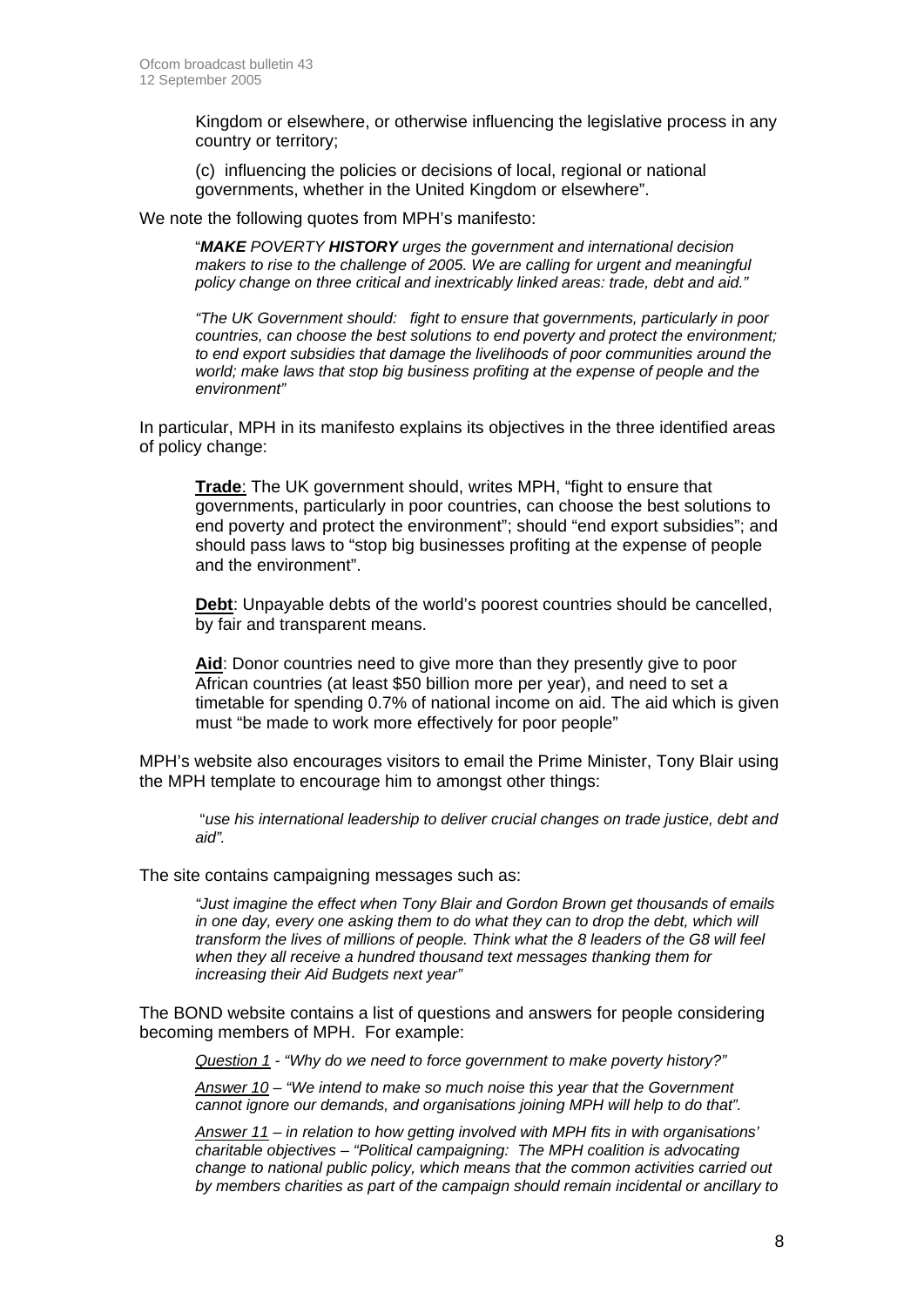Kingdom or elsewhere, or otherwise influencing the legislative process in any country or territory;

(c) influencing the policies or decisions of local, regional or national governments, whether in the United Kingdom or elsewhere".

We note the following quotes from MPH's manifesto:

> "***MAKE*** *POVERTY* ***HISTORY*** *urges the government and international decision makers to rise to the challenge of 2005. We are calling for urgent and meaningful policy change on three critical and inextricably linked areas: trade, debt and aid."*
>
> *"The UK Government should: fight to ensure that governments, particularly in poor countries, can choose the best solutions to end poverty and protect the environment; to end export subsidies that damage the livelihoods of poor communities around the world; make laws that stop big business profiting at the expense of people and the environment"*

In particular, MPH in its manifesto explains its objectives in the three identified areas of policy change:

> **Trade**: The UK government should, writes MPH, "fight to ensure that governments, particularly in poor countries, can choose the best solutions to end poverty and protect the environment"; should "end export subsidies"; and should pass laws to "stop big businesses profiting at the expense of people and the environment".
>
> **Debt**: Unpayable debts of the world's poorest countries should be cancelled, by fair and transparent means.
>
> **Aid**: Donor countries need to give more than they presently give to poor African countries (at least $50 billion more per year), and need to set a timetable for spending 0.7% of national income on aid. The aid which is given must "be made to work more effectively for poor people"

MPH's website also encourages visitors to email the Prime Minister, Tony Blair using the MPH template to encourage him to amongst other things:

> "*use his international leadership to deliver crucial changes on trade justice, debt and aid".*

The site contains campaigning messages such as:

> *"Just imagine the effect when Tony Blair and Gordon Brown get thousands of emails in one day, every one asking them to do what they can to drop the debt, which will transform the lives of millions of people. Think what the 8 leaders of the G8 will feel when they all receive a hundred thousand text messages thanking them for increasing their Aid Budgets next year"*

The BOND website contains a list of questions and answers for people considering becoming members of MPH. For example:

> *Question 1 - "Why do we need to force government to make poverty history?"*
>
> *Answer 10 – "We intend to make so much noise this year that the Government cannot ignore our demands, and organisations joining MPH will help to do that".*
>
> *Answer 11 – in relation to how getting involved with MPH fits in with organisations' charitable objectives – "Political campaigning: The MPH coalition is advocating change to national public policy, which means that the common activities carried out by members charities as part of the campaign should remain incidental or ancillary to*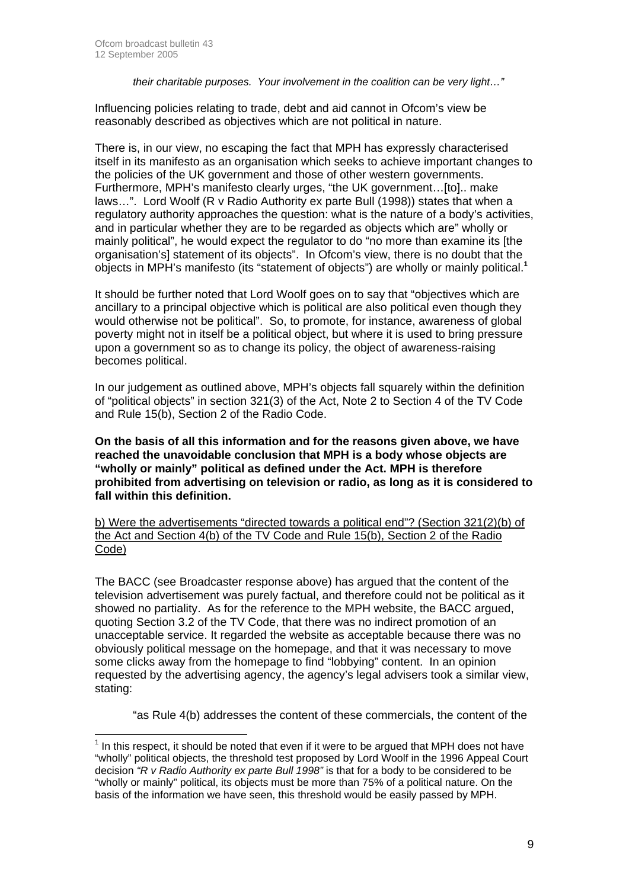*their charitable purposes. Your involvement in the coalition can be very light…"*

Influencing policies relating to trade, debt and aid cannot in Ofcom's view be reasonably described as objectives which are not political in nature.

There is, in our view, no escaping the fact that MPH has expressly characterised itself in its manifesto as an organisation which seeks to achieve important changes to the policies of the UK government and those of other western governments. Furthermore, MPH's manifesto clearly urges, "the UK government…[to].. make laws…". Lord Woolf (R v Radio Authority ex parte Bull (1998)) states that when a regulatory authority approaches the question: what is the nature of a body's activities, and in particular whether they are to be regarded as objects which are" wholly or mainly political", he would expect the regulator to do "no more than examine its [the organisation's] statement of its objects". In Ofcom's view, there is no doubt that the objects in MPH's manifesto (its "statement of objects") are wholly or mainly political.[1]

It should be further noted that Lord Woolf goes on to say that "objectives which are ancillary to a principal objective which is political are also political even though they would otherwise not be political". So, to promote, for instance, awareness of global poverty might not in itself be a political object, but where it is used to bring pressure upon a government so as to change its policy, the object of awareness-raising becomes political.

In our judgement as outlined above, MPH's objects fall squarely within the definition of "political objects" in section 321(3) of the Act, Note 2 to Section 4 of the TV Code and Rule 15(b), Section 2 of the Radio Code.

**On the basis of all this information and for the reasons given above, we have reached the unavoidable conclusion that MPH is a body whose objects are "wholly or mainly" political as defined under the Act. MPH is therefore prohibited from advertising on television or radio, as long as it is considered to fall within this definition.**

b) Were the advertisements "directed towards a political end"? (Section 321(2)(b) of the Act and Section 4(b) of the TV Code and Rule 15(b), Section 2 of the Radio Code)

The BACC (see Broadcaster response above) has argued that the content of the television advertisement was purely factual, and therefore could not be political as it showed no partiality. As for the reference to the MPH website, the BACC argued, quoting Section 3.2 of the TV Code, that there was no indirect promotion of an unacceptable service. It regarded the website as acceptable because there was no obviously political message on the homepage, and that it was necessary to move some clicks away from the homepage to find "lobbying" content. In an opinion requested by the advertising agency, the agency's legal advisers took a similar view, stating:

> "as Rule 4(b) addresses the content of these commercials, the content of the

[1] In this respect, it should be noted that even if it were to be argued that MPH does not have "wholly" political objects, the threshold test proposed by Lord Woolf in the 1996 Appeal Court decision *"R v Radio Authority ex parte Bull 1998"* is that for a body to be considered to be "wholly or mainly" political, its objects must be more than 75% of a political nature. On the basis of the information we have seen, this threshold would be easily passed by MPH.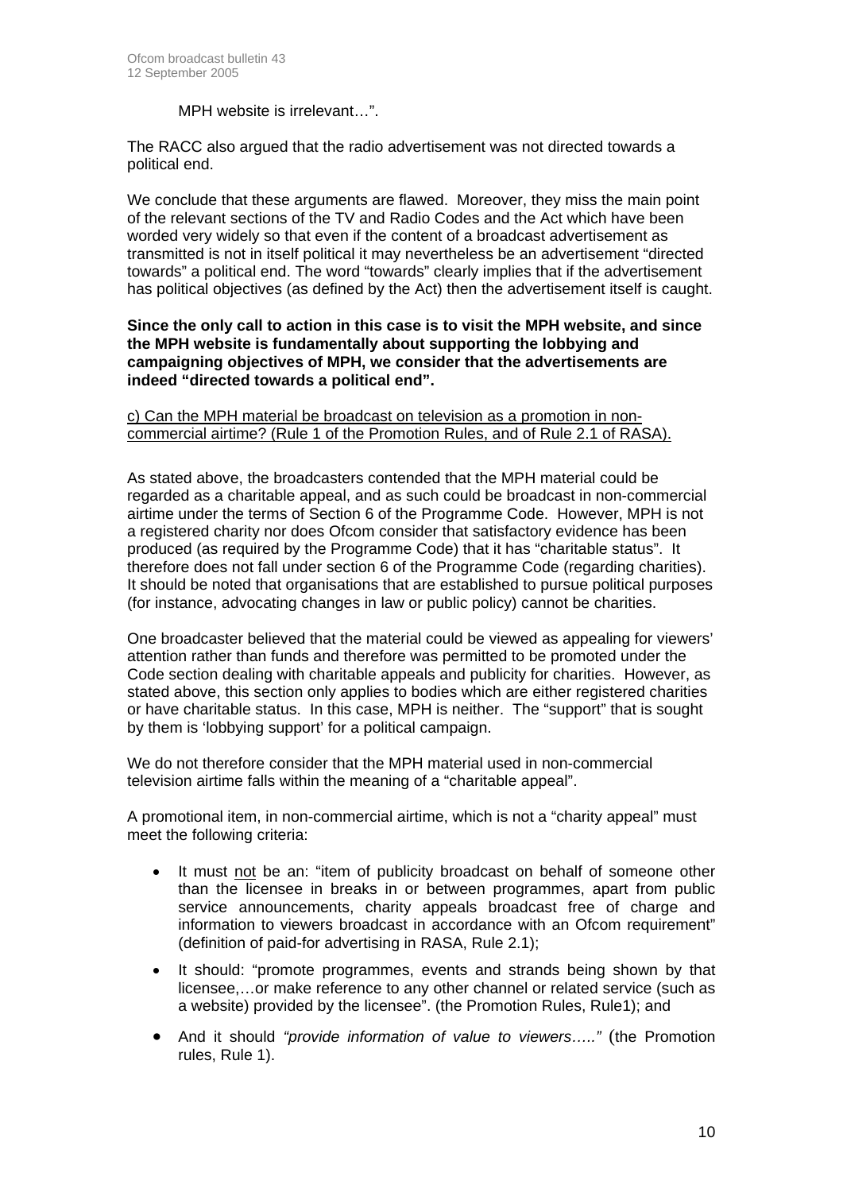MPH website is irrelevant…".

The RACC also argued that the radio advertisement was not directed towards a political end.

We conclude that these arguments are flawed. Moreover, they miss the main point of the relevant sections of the TV and Radio Codes and the Act which have been worded very widely so that even if the content of a broadcast advertisement as transmitted is not in itself political it may nevertheless be an advertisement "directed towards" a political end. The word "towards" clearly implies that if the advertisement has political objectives (as defined by the Act) then the advertisement itself is caught.

**Since the only call to action in this case is to visit the MPH website, and since the MPH website is fundamentally about supporting the lobbying and campaigning objectives of MPH, we consider that the advertisements are indeed "directed towards a political end".**

<u>c) Can the MPH material be broadcast on television as a promotion in non-commercial airtime? (Rule 1 of the Promotion Rules, and of Rule 2.1 of RASA).</u>

As stated above, the broadcasters contended that the MPH material could be regarded as a charitable appeal, and as such could be broadcast in non-commercial airtime under the terms of Section 6 of the Programme Code. However, MPH is not a registered charity nor does Ofcom consider that satisfactory evidence has been produced (as required by the Programme Code) that it has "charitable status". It therefore does not fall under section 6 of the Programme Code (regarding charities). It should be noted that organisations that are established to pursue political purposes (for instance, advocating changes in law or public policy) cannot be charities.

One broadcaster believed that the material could be viewed as appealing for viewers' attention rather than funds and therefore was permitted to be promoted under the Code section dealing with charitable appeals and publicity for charities. However, as stated above, this section only applies to bodies which are either registered charities or have charitable status. In this case, MPH is neither. The "support" that is sought by them is 'lobbying support' for a political campaign.

We do not therefore consider that the MPH material used in non-commercial television airtime falls within the meaning of a "charitable appeal".

A promotional item, in non-commercial airtime, which is not a "charity appeal" must meet the following criteria:

- It must <u>not</u> be an: "item of publicity broadcast on behalf of someone other than the licensee in breaks in or between programmes, apart from public service announcements, charity appeals broadcast free of charge and information to viewers broadcast in accordance with an Ofcom requirement" (definition of paid-for advertising in RASA, Rule 2.1);
- It should: "promote programmes, events and strands being shown by that licensee,…or make reference to any other channel or related service (such as a website) provided by the licensee". (the Promotion Rules, Rule1); and
- And it should *"provide information of value to viewers….."* (the Promotion rules, Rule 1).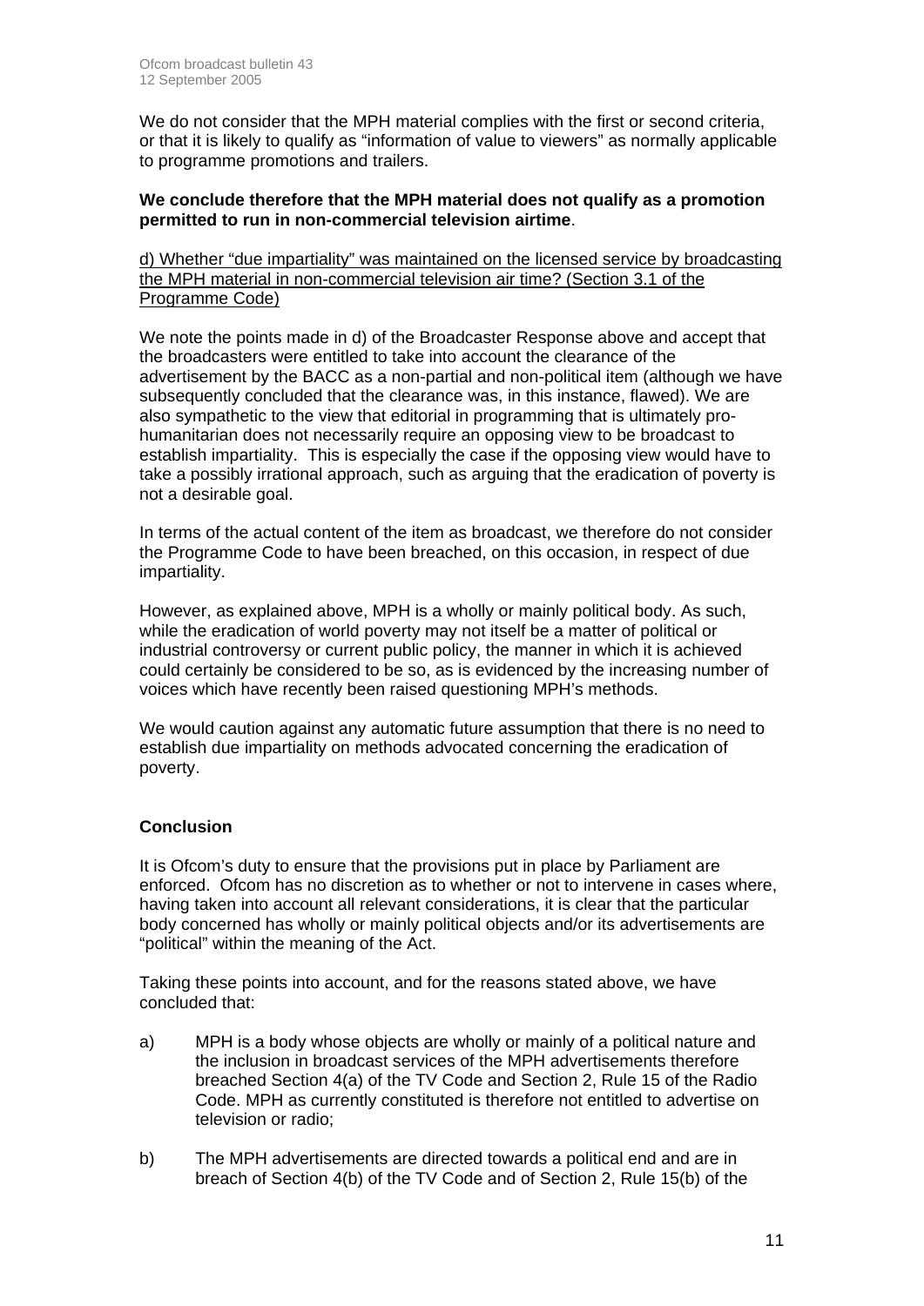We do not consider that the MPH material complies with the first or second criteria, or that it is likely to qualify as "information of value to viewers" as normally applicable to programme promotions and trailers.

**We conclude therefore that the MPH material does not qualify as a promotion permitted to run in non-commercial television airtime**.

<u>d) Whether "due impartiality" was maintained on the licensed service by broadcasting the MPH material in non-commercial television air time? (Section 3.1 of the Programme Code)</u>

We note the points made in d) of the Broadcaster Response above and accept that the broadcasters were entitled to take into account the clearance of the advertisement by the BACC as a non-partial and non-political item (although we have subsequently concluded that the clearance was, in this instance, flawed). We are also sympathetic to the view that editorial in programming that is ultimately pro-humanitarian does not necessarily require an opposing view to be broadcast to establish impartiality. This is especially the case if the opposing view would have to take a possibly irrational approach, such as arguing that the eradication of poverty is not a desirable goal.

In terms of the actual content of the item as broadcast, we therefore do not consider the Programme Code to have been breached, on this occasion, in respect of due impartiality.

However, as explained above, MPH is a wholly or mainly political body. As such, while the eradication of world poverty may not itself be a matter of political or industrial controversy or current public policy, the manner in which it is achieved could certainly be considered to be so, as is evidenced by the increasing number of voices which have recently been raised questioning MPH's methods.

We would caution against any automatic future assumption that there is no need to establish due impartiality on methods advocated concerning the eradication of poverty.

**Conclusion**

It is Ofcom's duty to ensure that the provisions put in place by Parliament are enforced. Ofcom has no discretion as to whether or not to intervene in cases where, having taken into account all relevant considerations, it is clear that the particular body concerned has wholly or mainly political objects and/or its advertisements are "political" within the meaning of the Act.

Taking these points into account, and for the reasons stated above, we have concluded that:

a) MPH is a body whose objects are wholly or mainly of a political nature and the inclusion in broadcast services of the MPH advertisements therefore breached Section 4(a) of the TV Code and Section 2, Rule 15 of the Radio Code. MPH as currently constituted is therefore not entitled to advertise on television or radio;

b) The MPH advertisements are directed towards a political end and are in breach of Section 4(b) of the TV Code and of Section 2, Rule 15(b) of the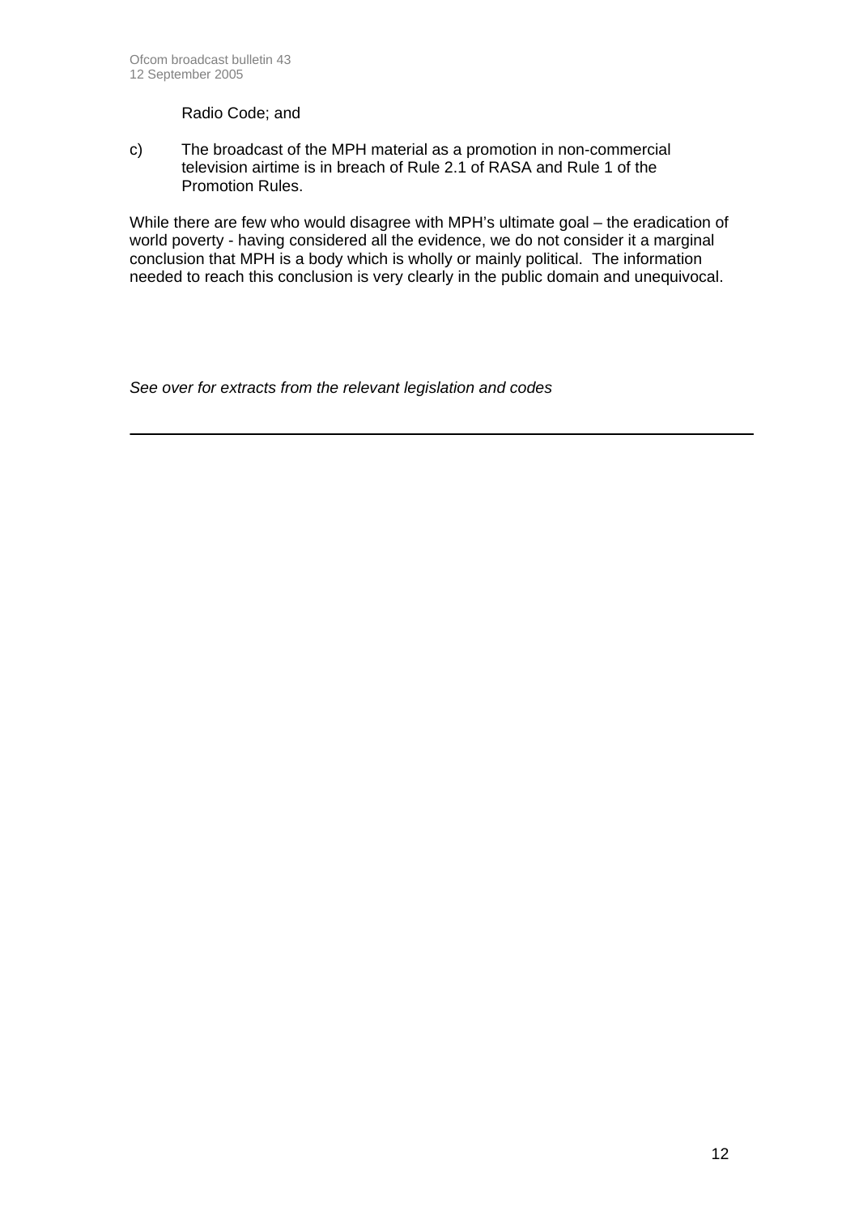Radio Code; and

c) The broadcast of the MPH material as a promotion in non-commercial television airtime is in breach of Rule 2.1 of RASA and Rule 1 of the Promotion Rules.

While there are few who would disagree with MPH's ultimate goal – the eradication of world poverty - having considered all the evidence, we do not consider it a marginal conclusion that MPH is a body which is wholly or mainly political. The information needed to reach this conclusion is very clearly in the public domain and unequivocal.

*See over for extracts from the relevant legislation and codes*

---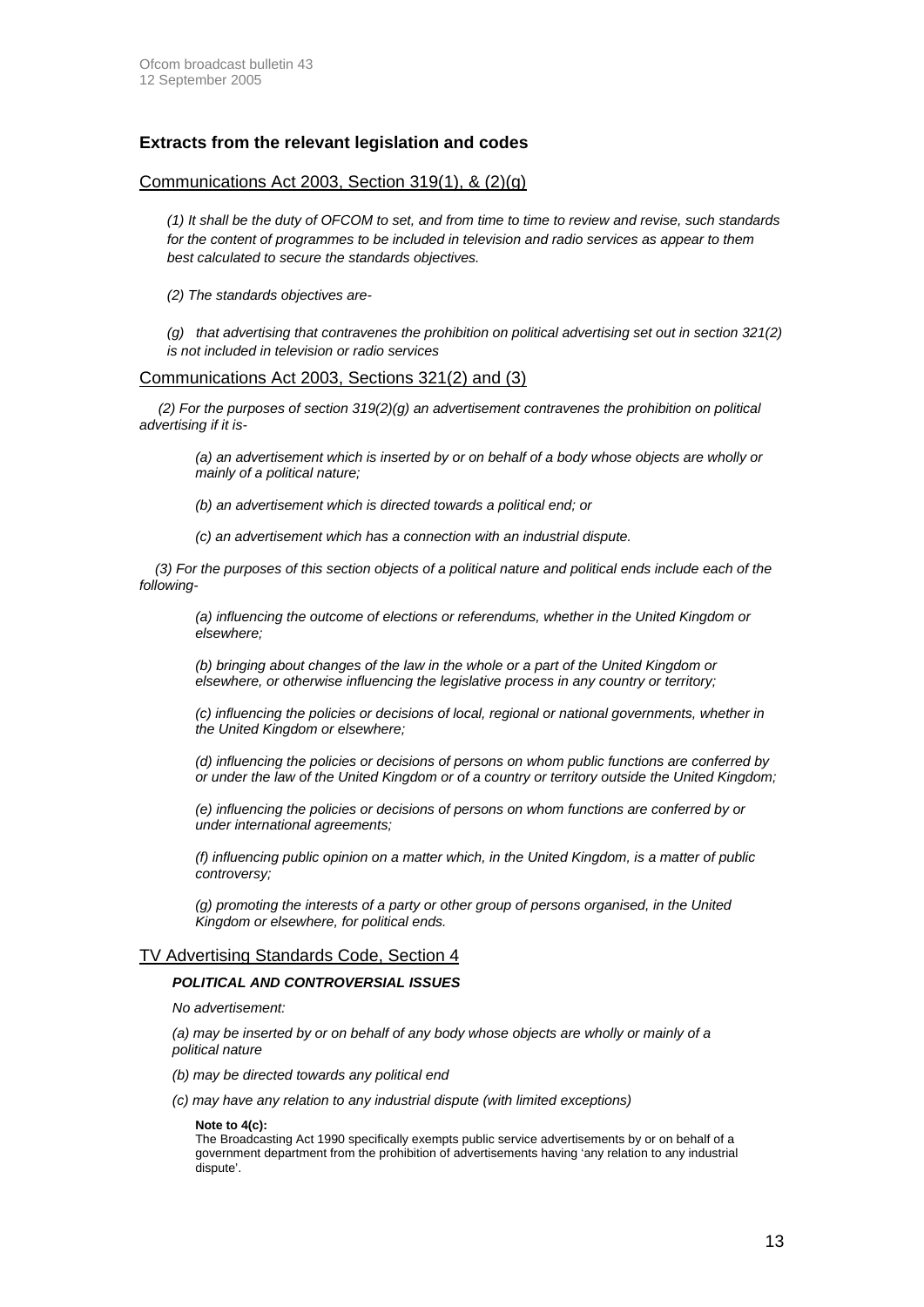## Extracts from the relevant legislation and codes

Communications Act 2003, Section 319(1), & (2)(g)

*(1) It shall be the duty of OFCOM to set, and from time to time to review and revise, such standards for the content of programmes to be included in television and radio services as appear to them best calculated to secure the standards objectives.*

*(2) The standards objectives are-*

*(g) that advertising that contravenes the prohibition on political advertising set out in section 321(2) is not included in television or radio services*

Communications Act 2003, Sections 321(2) and (3)

*(2) For the purposes of section 319(2)(g) an advertisement contravenes the prohibition on political advertising if it is-*

*(a) an advertisement which is inserted by or on behalf of a body whose objects are wholly or mainly of a political nature;*

*(b) an advertisement which is directed towards a political end; or*

*(c) an advertisement which has a connection with an industrial dispute.*

*(3) For the purposes of this section objects of a political nature and political ends include each of the following-*

*(a) influencing the outcome of elections or referendums, whether in the United Kingdom or elsewhere;*

*(b) bringing about changes of the law in the whole or a part of the United Kingdom or elsewhere, or otherwise influencing the legislative process in any country or territory;*

*(c) influencing the policies or decisions of local, regional or national governments, whether in the United Kingdom or elsewhere;*

*(d) influencing the policies or decisions of persons on whom public functions are conferred by or under the law of the United Kingdom or of a country or territory outside the United Kingdom;*

*(e) influencing the policies or decisions of persons on whom functions are conferred by or under international agreements;*

*(f) influencing public opinion on a matter which, in the United Kingdom, is a matter of public controversy;*

*(g) promoting the interests of a party or other group of persons organised, in the United Kingdom or elsewhere, for political ends.*

TV Advertising Standards Code, Section 4

***POLITICAL AND CONTROVERSIAL ISSUES***

*No advertisement:*

*(a) may be inserted by or on behalf of any body whose objects are wholly or mainly of a political nature*

*(b) may be directed towards any political end*

*(c) may have any relation to any industrial dispute (with limited exceptions)*

**Note to 4(c):**
The Broadcasting Act 1990 specifically exempts public service advertisements by or on behalf of a government department from the prohibition of advertisements having 'any relation to any industrial dispute'.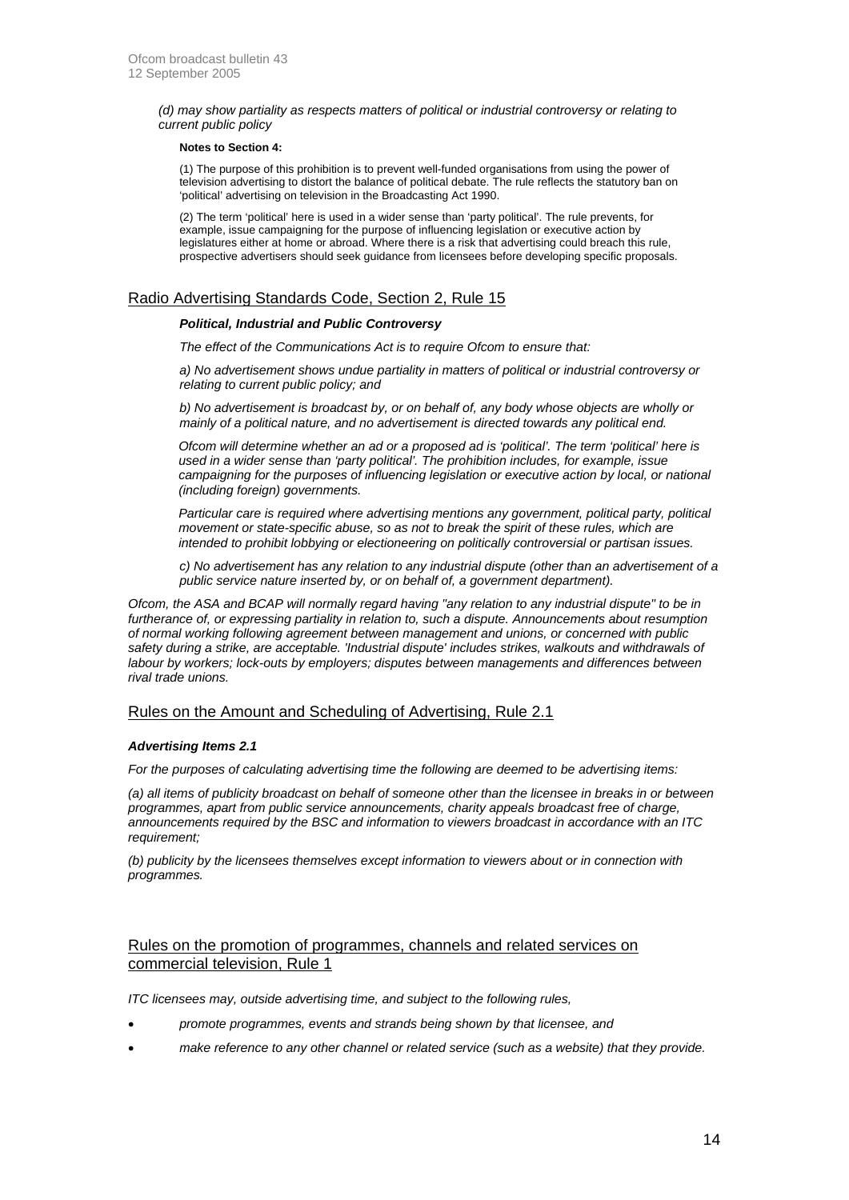*(d) may show partiality as respects matters of political or industrial controversy or relating to current public policy*

**Notes to Section 4:**

(1) The purpose of this prohibition is to prevent well-funded organisations from using the power of television advertising to distort the balance of political debate. The rule reflects the statutory ban on 'political' advertising on television in the Broadcasting Act 1990.

(2) The term 'political' here is used in a wider sense than 'party political'. The rule prevents, for example, issue campaigning for the purpose of influencing legislation or executive action by legislatures either at home or abroad. Where there is a risk that advertising could breach this rule, prospective advertisers should seek guidance from licensees before developing specific proposals.

## Radio Advertising Standards Code, Section 2, Rule 15

***Political, Industrial and Public Controversy***

*The effect of the Communications Act is to require Ofcom to ensure that:*

*a) No advertisement shows undue partiality in matters of political or industrial controversy or relating to current public policy; and*

*b) No advertisement is broadcast by, or on behalf of, any body whose objects are wholly or mainly of a political nature, and no advertisement is directed towards any political end.*

*Ofcom will determine whether an ad or a proposed ad is 'political'. The term 'political' here is used in a wider sense than 'party political'. The prohibition includes, for example, issue campaigning for the purposes of influencing legislation or executive action by local, or national (including foreign) governments.*

*Particular care is required where advertising mentions any government, political party, political movement or state-specific abuse, so as not to break the spirit of these rules, which are intended to prohibit lobbying or electioneering on politically controversial or partisan issues.*

*c) No advertisement has any relation to any industrial dispute (other than an advertisement of a public service nature inserted by, or on behalf of, a government department).*

*Ofcom, the ASA and BCAP will normally regard having "any relation to any industrial dispute" to be in furtherance of, or expressing partiality in relation to, such a dispute. Announcements about resumption of normal working following agreement between management and unions, or concerned with public safety during a strike, are acceptable. 'Industrial dispute' includes strikes, walkouts and withdrawals of labour by workers; lock-outs by employers; disputes between managements and differences between rival trade unions.*

## Rules on the Amount and Scheduling of Advertising, Rule 2.1

***Advertising Items 2.1***

*For the purposes of calculating advertising time the following are deemed to be advertising items:*

*(a) all items of publicity broadcast on behalf of someone other than the licensee in breaks in or between programmes, apart from public service announcements, charity appeals broadcast free of charge, announcements required by the BSC and information to viewers broadcast in accordance with an ITC requirement;*

*(b) publicity by the licensees themselves except information to viewers about or in connection with programmes.*

## Rules on the promotion of programmes, channels and related services on commercial television, Rule 1

*ITC licensees may, outside advertising time, and subject to the following rules,*

- *promote programmes, events and strands being shown by that licensee, and*
- *make reference to any other channel or related service (such as a website) that they provide.*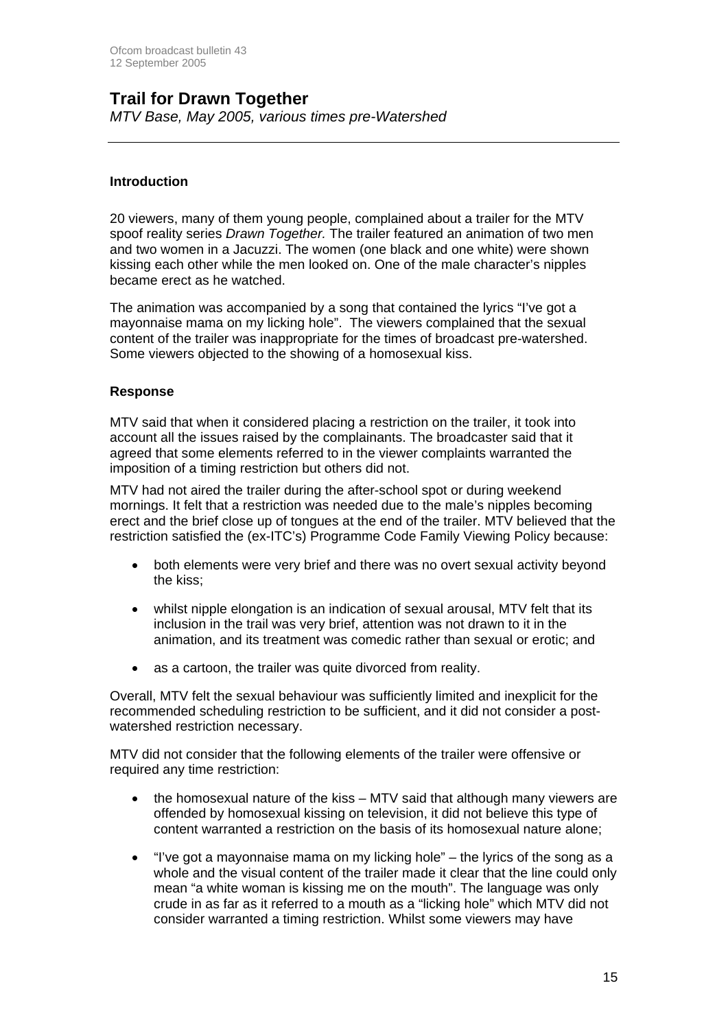## Trail for Drawn Together

*MTV Base, May 2005, various times pre-Watershed*

---

### Introduction

20 viewers, many of them young people, complained about a trailer for the MTV spoof reality series *Drawn Together.* The trailer featured an animation of two men and two women in a Jacuzzi. The women (one black and one white) were shown kissing each other while the men looked on. One of the male character's nipples became erect as he watched.

The animation was accompanied by a song that contained the lyrics "I've got a mayonnaise mama on my licking hole". The viewers complained that the sexual content of the trailer was inappropriate for the times of broadcast pre-watershed. Some viewers objected to the showing of a homosexual kiss.

### Response

MTV said that when it considered placing a restriction on the trailer, it took into account all the issues raised by the complainants. The broadcaster said that it agreed that some elements referred to in the viewer complaints warranted the imposition of a timing restriction but others did not.

MTV had not aired the trailer during the after-school spot or during weekend mornings. It felt that a restriction was needed due to the male's nipples becoming erect and the brief close up of tongues at the end of the trailer. MTV believed that the restriction satisfied the (ex-ITC's) Programme Code Family Viewing Policy because:

- both elements were very brief and there was no overt sexual activity beyond the kiss;
- whilst nipple elongation is an indication of sexual arousal, MTV felt that its inclusion in the trail was very brief, attention was not drawn to it in the animation, and its treatment was comedic rather than sexual or erotic; and
- as a cartoon, the trailer was quite divorced from reality.

Overall, MTV felt the sexual behaviour was sufficiently limited and inexplicit for the recommended scheduling restriction to be sufficient, and it did not consider a post-watershed restriction necessary.

MTV did not consider that the following elements of the trailer were offensive or required any time restriction:

- the homosexual nature of the kiss – MTV said that although many viewers are offended by homosexual kissing on television, it did not believe this type of content warranted a restriction on the basis of its homosexual nature alone;
- "I've got a mayonnaise mama on my licking hole" – the lyrics of the song as a whole and the visual content of the trailer made it clear that the line could only mean "a white woman is kissing me on the mouth". The language was only crude in as far as it referred to a mouth as a "licking hole" which MTV did not consider warranted a timing restriction. Whilst some viewers may have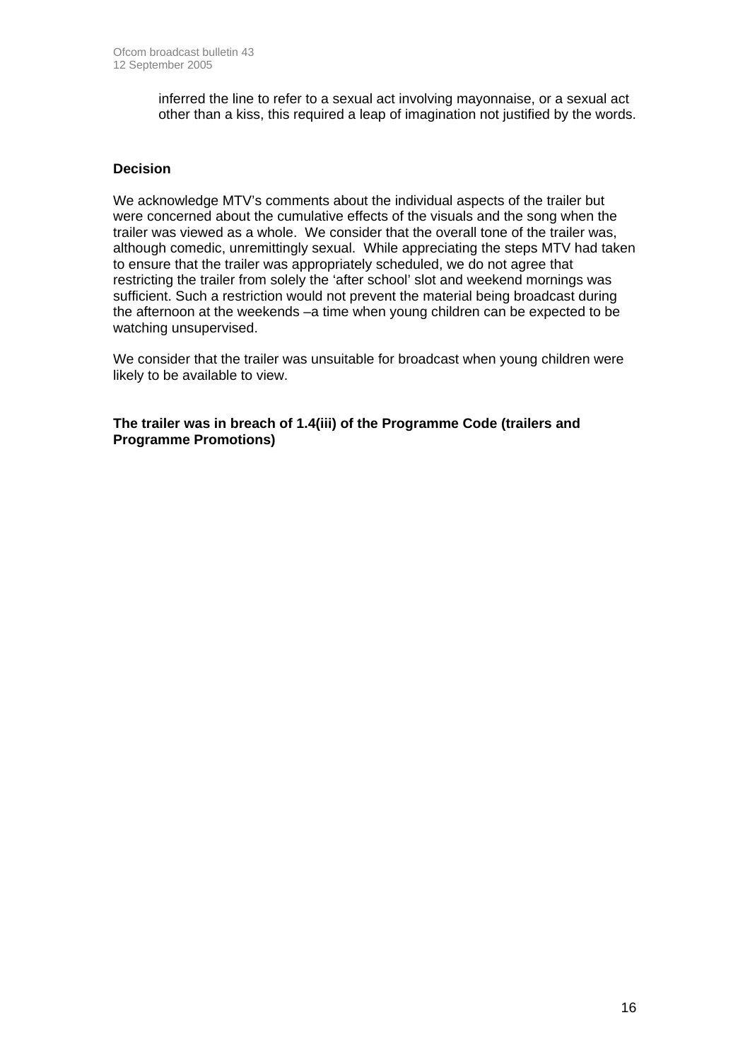inferred the line to refer to a sexual act involving mayonnaise, or a sexual act other than a kiss, this required a leap of imagination not justified by the words.

### Decision

We acknowledge MTV's comments about the individual aspects of the trailer but were concerned about the cumulative effects of the visuals and the song when the trailer was viewed as a whole. We consider that the overall tone of the trailer was, although comedic, unremittingly sexual. While appreciating the steps MTV had taken to ensure that the trailer was appropriately scheduled, we do not agree that restricting the trailer from solely the 'after school' slot and weekend mornings was sufficient. Such a restriction would not prevent the material being broadcast during the afternoon at the weekends –a time when young children can be expected to be watching unsupervised.

We consider that the trailer was unsuitable for broadcast when young children were likely to be available to view.

**The trailer was in breach of 1.4(iii) of the Programme Code (trailers and Programme Promotions)**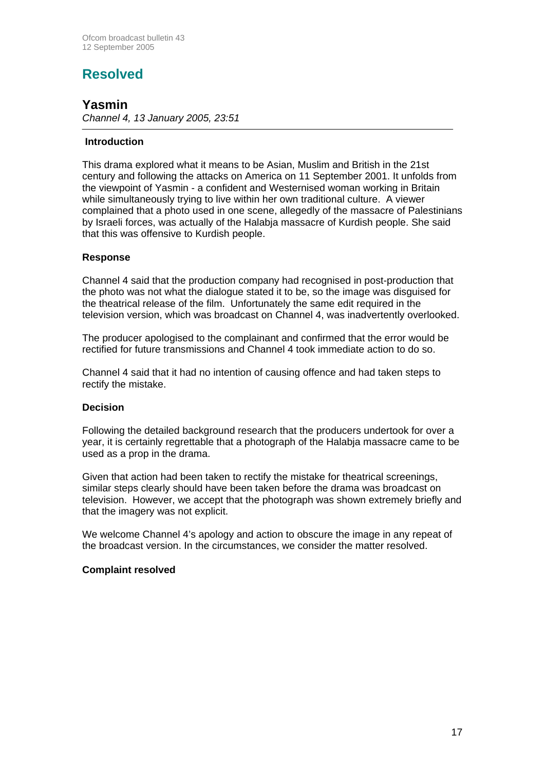# Resolved

## Yasmin

*Channel 4, 13 January 2005, 23:51*

---

### Introduction

This drama explored what it means to be Asian, Muslim and British in the 21st century and following the attacks on America on 11 September 2001. It unfolds from the viewpoint of Yasmin - a confident and Westernised woman working in Britain while simultaneously trying to live within her own traditional culture. A viewer complained that a photo used in one scene, allegedly of the massacre of Palestinians by Israeli forces, was actually of the Halabja massacre of Kurdish people. She said that this was offensive to Kurdish people.

### Response

Channel 4 said that the production company had recognised in post-production that the photo was not what the dialogue stated it to be, so the image was disguised for the theatrical release of the film. Unfortunately the same edit required in the television version, which was broadcast on Channel 4, was inadvertently overlooked.

The producer apologised to the complainant and confirmed that the error would be rectified for future transmissions and Channel 4 took immediate action to do so.

Channel 4 said that it had no intention of causing offence and had taken steps to rectify the mistake.

### Decision

Following the detailed background research that the producers undertook for over a year, it is certainly regrettable that a photograph of the Halabja massacre came to be used as a prop in the drama.

Given that action had been taken to rectify the mistake for theatrical screenings, similar steps clearly should have been taken before the drama was broadcast on television. However, we accept that the photograph was shown extremely briefly and that the imagery was not explicit.

We welcome Channel 4's apology and action to obscure the image in any repeat of the broadcast version. In the circumstances, we consider the matter resolved.

**Complaint resolved**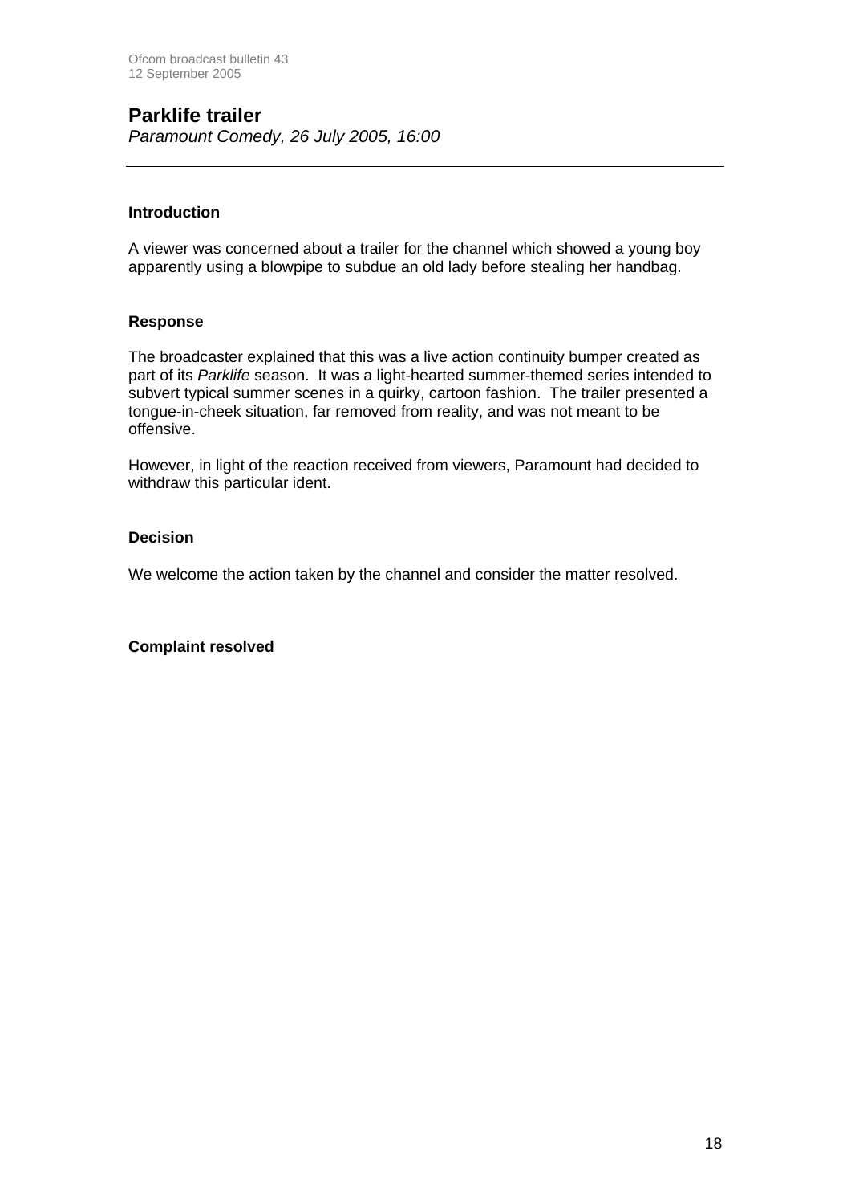## Parklife trailer

*Paramount Comedy, 26 July 2005, 16:00*

---

### Introduction

A viewer was concerned about a trailer for the channel which showed a young boy apparently using a blowpipe to subdue an old lady before stealing her handbag.

### Response

The broadcaster explained that this was a live action continuity bumper created as part of its *Parklife* season. It was a light-hearted summer-themed series intended to subvert typical summer scenes in a quirky, cartoon fashion. The trailer presented a tongue-in-cheek situation, far removed from reality, and was not meant to be offensive.

However, in light of the reaction received from viewers, Paramount had decided to withdraw this particular ident.

### Decision

We welcome the action taken by the channel and consider the matter resolved.

**Complaint resolved**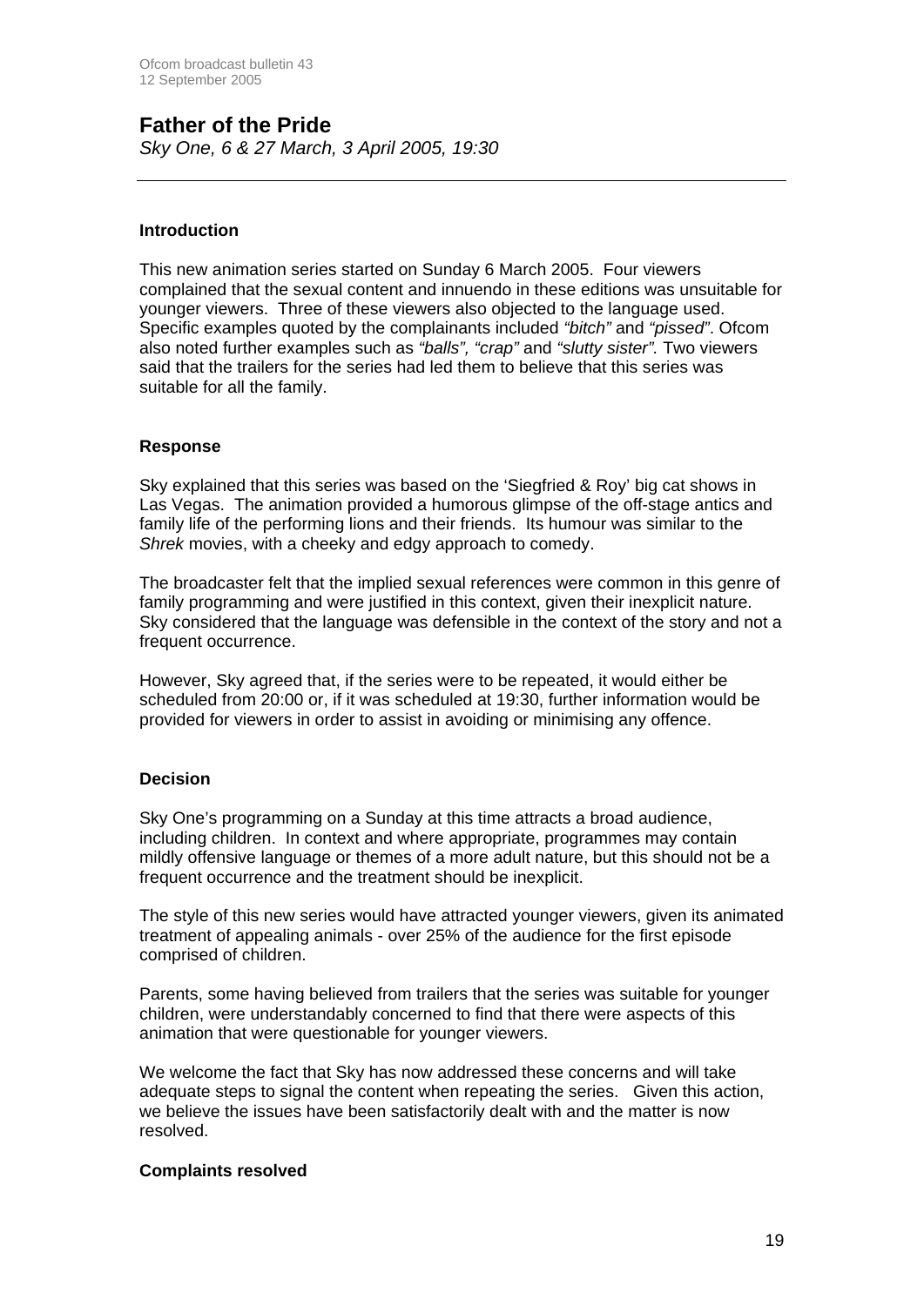# Father of the Pride

*Sky One, 6 & 27 March, 3 April 2005, 19:30*

---

### Introduction

This new animation series started on Sunday 6 March 2005. Four viewers complained that the sexual content and innuendo in these editions was unsuitable for younger viewers. Three of these viewers also objected to the language used. Specific examples quoted by the complainants included *"bitch"* and *"pissed"*. Ofcom also noted further examples such as *"balls", "crap"* and *"slutty sister"*. Two viewers said that the trailers for the series had led them to believe that this series was suitable for all the family.

### Response

Sky explained that this series was based on the 'Siegfried & Roy' big cat shows in Las Vegas. The animation provided a humorous glimpse of the off-stage antics and family life of the performing lions and their friends. Its humour was similar to the *Shrek* movies, with a cheeky and edgy approach to comedy.

The broadcaster felt that the implied sexual references were common in this genre of family programming and were justified in this context, given their inexplicit nature. Sky considered that the language was defensible in the context of the story and not a frequent occurrence.

However, Sky agreed that, if the series were to be repeated, it would either be scheduled from 20:00 or, if it was scheduled at 19:30, further information would be provided for viewers in order to assist in avoiding or minimising any offence.

### Decision

Sky One's programming on a Sunday at this time attracts a broad audience, including children. In context and where appropriate, programmes may contain mildly offensive language or themes of a more adult nature, but this should not be a frequent occurrence and the treatment should be inexplicit.

The style of this new series would have attracted younger viewers, given its animated treatment of appealing animals - over 25% of the audience for the first episode comprised of children.

Parents, some having believed from trailers that the series was suitable for younger children, were understandably concerned to find that there were aspects of this animation that were questionable for younger viewers.

We welcome the fact that Sky has now addressed these concerns and will take adequate steps to signal the content when repeating the series. Given this action, we believe the issues have been satisfactorily dealt with and the matter is now resolved.

### Complaints resolved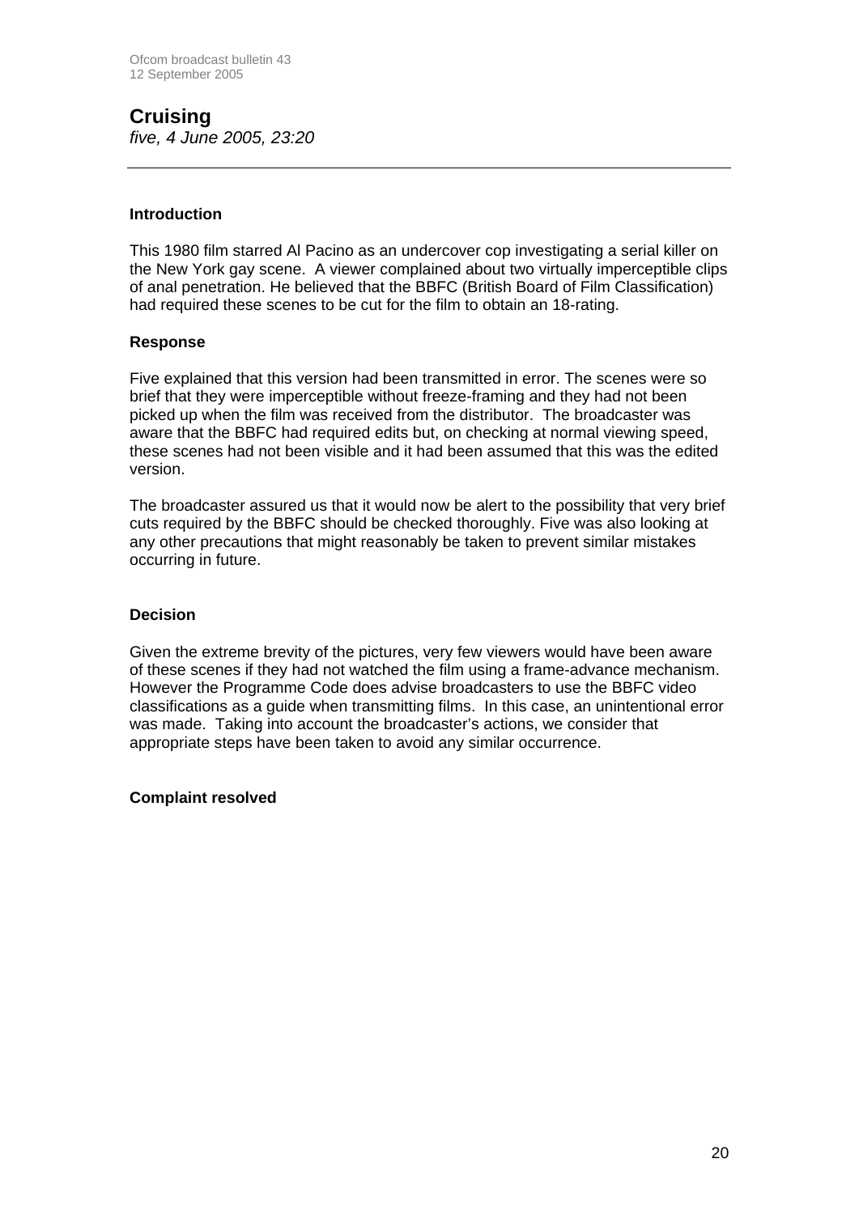## Cruising

*five, 4 June 2005, 23:20*

---

### Introduction

This 1980 film starred Al Pacino as an undercover cop investigating a serial killer on the New York gay scene. A viewer complained about two virtually imperceptible clips of anal penetration. He believed that the BBFC (British Board of Film Classification) had required these scenes to be cut for the film to obtain an 18-rating.

### Response

Five explained that this version had been transmitted in error. The scenes were so brief that they were imperceptible without freeze-framing and they had not been picked up when the film was received from the distributor. The broadcaster was aware that the BBFC had required edits but, on checking at normal viewing speed, these scenes had not been visible and it had been assumed that this was the edited version.

The broadcaster assured us that it would now be alert to the possibility that very brief cuts required by the BBFC should be checked thoroughly. Five was also looking at any other precautions that might reasonably be taken to prevent similar mistakes occurring in future.

### Decision

Given the extreme brevity of the pictures, very few viewers would have been aware of these scenes if they had not watched the film using a frame-advance mechanism. However the Programme Code does advise broadcasters to use the BBFC video classifications as a guide when transmitting films. In this case, an unintentional error was made. Taking into account the broadcaster's actions, we consider that appropriate steps have been taken to avoid any similar occurrence.

**Complaint resolved**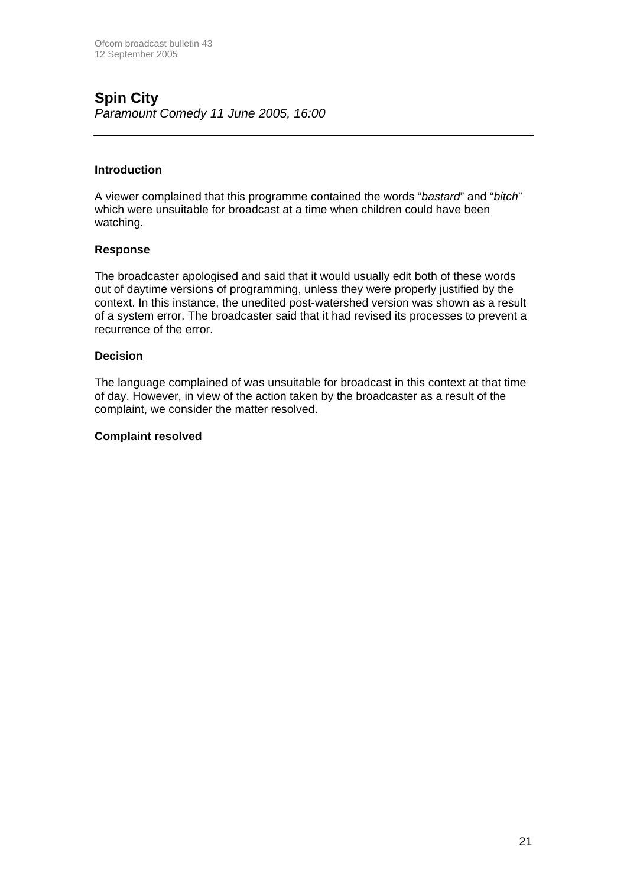## Spin City

*Paramount Comedy 11 June 2005, 16:00*

---

### Introduction

A viewer complained that this programme contained the words "*bastard*" and "*bitch*" which were unsuitable for broadcast at a time when children could have been watching.

### Response

The broadcaster apologised and said that it would usually edit both of these words out of daytime versions of programming, unless they were properly justified by the context. In this instance, the unedited post-watershed version was shown as a result of a system error. The broadcaster said that it had revised its processes to prevent a recurrence of the error.

### Decision

The language complained of was unsuitable for broadcast in this context at that time of day. However, in view of the action taken by the broadcaster as a result of the complaint, we consider the matter resolved.

### Complaint resolved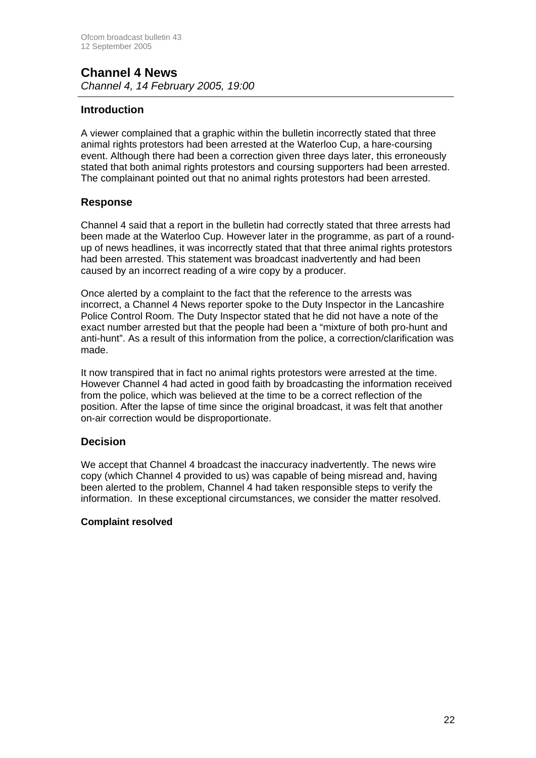## Channel 4 News

*Channel 4, 14 February 2005, 19:00*

### Introduction

A viewer complained that a graphic within the bulletin incorrectly stated that three animal rights protestors had been arrested at the Waterloo Cup, a hare-coursing event. Although there had been a correction given three days later, this erroneously stated that both animal rights protestors and coursing supporters had been arrested. The complainant pointed out that no animal rights protestors had been arrested.

### Response

Channel 4 said that a report in the bulletin had correctly stated that three arrests had been made at the Waterloo Cup. However later in the programme, as part of a round-up of news headlines, it was incorrectly stated that that three animal rights protestors had been arrested. This statement was broadcast inadvertently and had been caused by an incorrect reading of a wire copy by a producer.

Once alerted by a complaint to the fact that the reference to the arrests was incorrect, a Channel 4 News reporter spoke to the Duty Inspector in the Lancashire Police Control Room. The Duty Inspector stated that he did not have a note of the exact number arrested but that the people had been a "mixture of both pro-hunt and anti-hunt". As a result of this information from the police, a correction/clarification was made.

It now transpired that in fact no animal rights protestors were arrested at the time. However Channel 4 had acted in good faith by broadcasting the information received from the police, which was believed at the time to be a correct reflection of the position. After the lapse of time since the original broadcast, it was felt that another on-air correction would be disproportionate.

### Decision

We accept that Channel 4 broadcast the inaccuracy inadvertently. The news wire copy (which Channel 4 provided to us) was capable of being misread and, having been alerted to the problem, Channel 4 had taken responsible steps to verify the information. In these exceptional circumstances, we consider the matter resolved.

**Complaint resolved**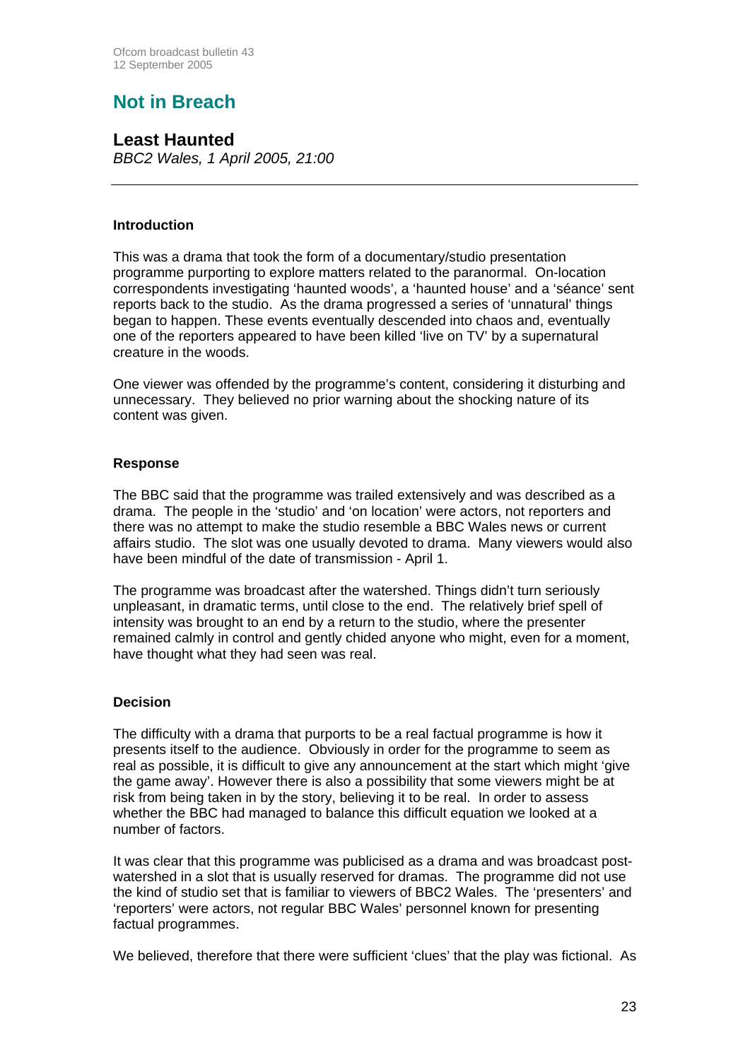## Not in Breach

### Least Haunted

*BBC2 Wales, 1 April 2005, 21:00*

---

#### Introduction

This was a drama that took the form of a documentary/studio presentation programme purporting to explore matters related to the paranormal. On-location correspondents investigating 'haunted woods', a 'haunted house' and a 'séance' sent reports back to the studio. As the drama progressed a series of 'unnatural' things began to happen. These events eventually descended into chaos and, eventually one of the reporters appeared to have been killed 'live on TV' by a supernatural creature in the woods.

One viewer was offended by the programme's content, considering it disturbing and unnecessary. They believed no prior warning about the shocking nature of its content was given.

#### Response

The BBC said that the programme was trailed extensively and was described as a drama. The people in the 'studio' and 'on location' were actors, not reporters and there was no attempt to make the studio resemble a BBC Wales news or current affairs studio. The slot was one usually devoted to drama. Many viewers would also have been mindful of the date of transmission - April 1.

The programme was broadcast after the watershed. Things didn't turn seriously unpleasant, in dramatic terms, until close to the end. The relatively brief spell of intensity was brought to an end by a return to the studio, where the presenter remained calmly in control and gently chided anyone who might, even for a moment, have thought what they had seen was real.

#### Decision

The difficulty with a drama that purports to be a real factual programme is how it presents itself to the audience. Obviously in order for the programme to seem as real as possible, it is difficult to give any announcement at the start which might 'give the game away'. However there is also a possibility that some viewers might be at risk from being taken in by the story, believing it to be real. In order to assess whether the BBC had managed to balance this difficult equation we looked at a number of factors.

It was clear that this programme was publicised as a drama and was broadcast post-watershed in a slot that is usually reserved for dramas. The programme did not use the kind of studio set that is familiar to viewers of BBC2 Wales. The 'presenters' and 'reporters' were actors, not regular BBC Wales' personnel known for presenting factual programmes.

We believed, therefore that there were sufficient 'clues' that the play was fictional. As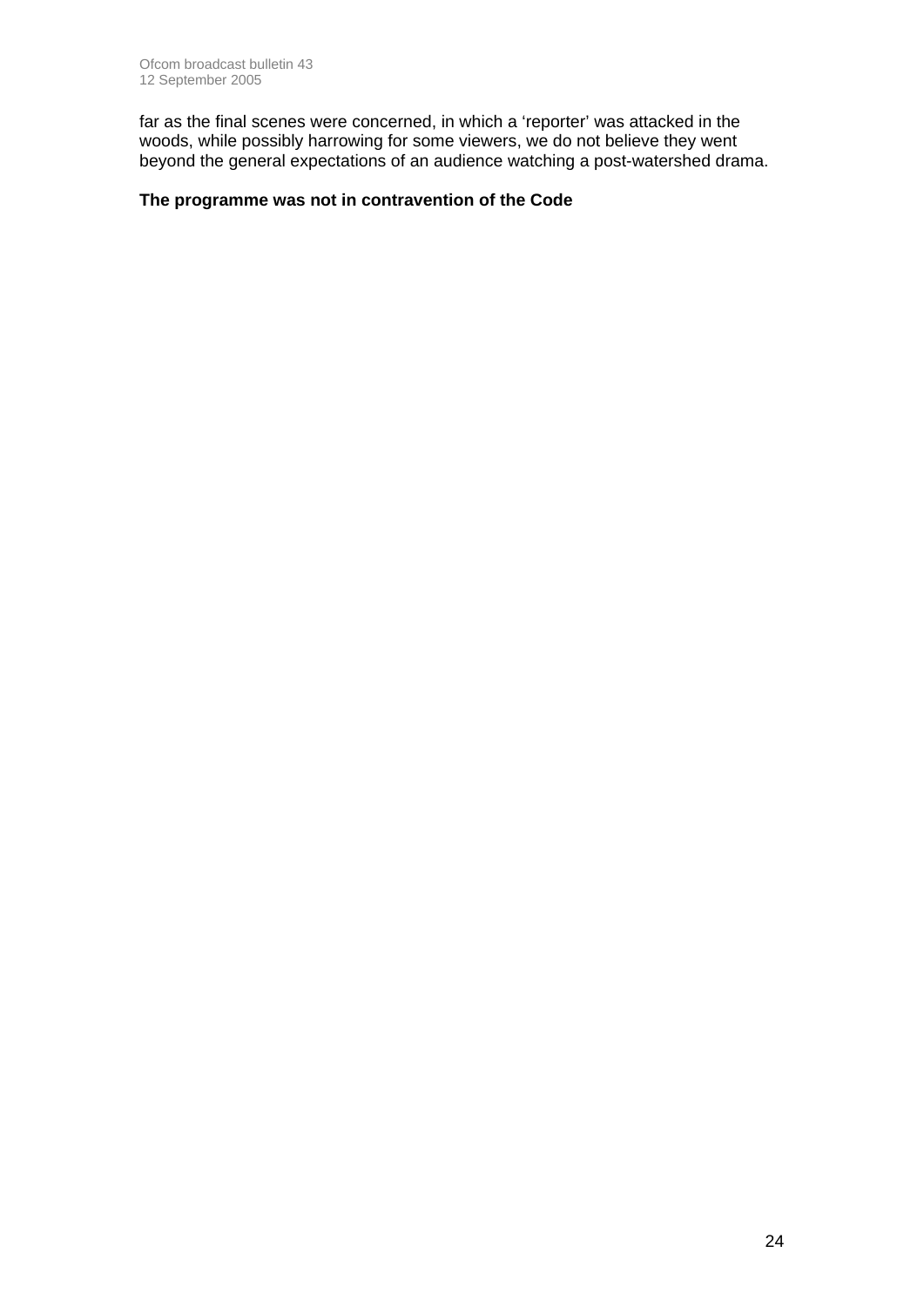far as the final scenes were concerned, in which a 'reporter' was attacked in the woods, while possibly harrowing for some viewers, we do not believe they went beyond the general expectations of an audience watching a post-watershed drama.

**The programme was not in contravention of the Code**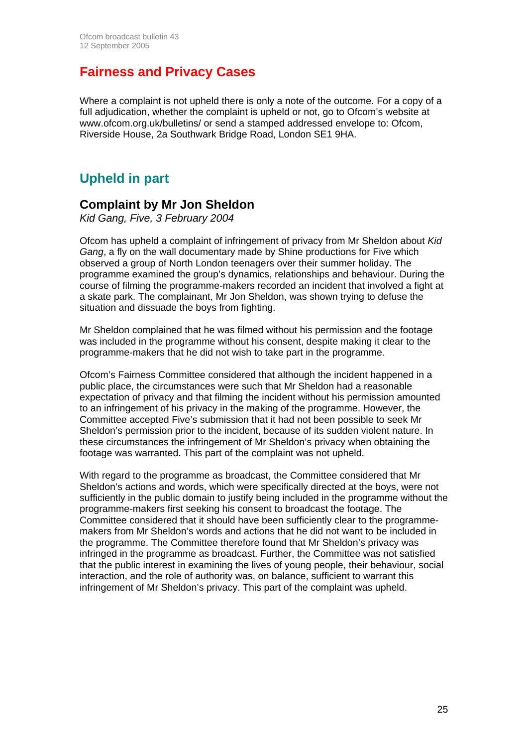# Fairness and Privacy Cases

Where a complaint is not upheld there is only a note of the outcome. For a copy of a full adjudication, whether the complaint is upheld or not, go to Ofcom's website at www.ofcom.org.uk/bulletins/ or send a stamped addressed envelope to: Ofcom, Riverside House, 2a Southwark Bridge Road, London SE1 9HA.

## Upheld in part

### Complaint by Mr Jon Sheldon

*Kid Gang, Five, 3 February 2004*

Ofcom has upheld a complaint of infringement of privacy from Mr Sheldon about *Kid Gang*, a fly on the wall documentary made by Shine productions for Five which observed a group of North London teenagers over their summer holiday. The programme examined the group's dynamics, relationships and behaviour. During the course of filming the programme-makers recorded an incident that involved a fight at a skate park. The complainant, Mr Jon Sheldon, was shown trying to defuse the situation and dissuade the boys from fighting.

Mr Sheldon complained that he was filmed without his permission and the footage was included in the programme without his consent, despite making it clear to the programme-makers that he did not wish to take part in the programme.

Ofcom's Fairness Committee considered that although the incident happened in a public place, the circumstances were such that Mr Sheldon had a reasonable expectation of privacy and that filming the incident without his permission amounted to an infringement of his privacy in the making of the programme. However, the Committee accepted Five's submission that it had not been possible to seek Mr Sheldon's permission prior to the incident, because of its sudden violent nature. In these circumstances the infringement of Mr Sheldon's privacy when obtaining the footage was warranted. This part of the complaint was not upheld.

With regard to the programme as broadcast, the Committee considered that Mr Sheldon's actions and words, which were specifically directed at the boys, were not sufficiently in the public domain to justify being included in the programme without the programme-makers first seeking his consent to broadcast the footage. The Committee considered that it should have been sufficiently clear to the programme-makers from Mr Sheldon's words and actions that he did not want to be included in the programme. The Committee therefore found that Mr Sheldon's privacy was infringed in the programme as broadcast. Further, the Committee was not satisfied that the public interest in examining the lives of young people, their behaviour, social interaction, and the role of authority was, on balance, sufficient to warrant this infringement of Mr Sheldon's privacy. This part of the complaint was upheld.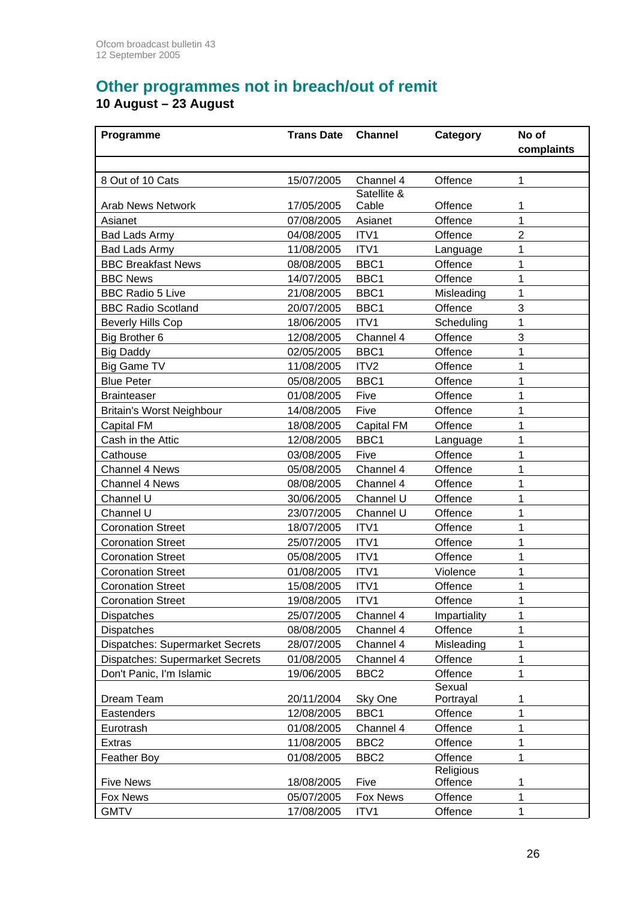## Other programmes not in breach/out of remit

### 10 August – 23 August

| Programme | Trans Date | Channel | Category | No of complaints |
|---|---|---|---|---|
| 8 Out of 10 Cats | 15/07/2005 | Channel 4 | Offence | 1 |
| Arab News Network | 17/05/2005 | Satellite & Cable | Offence | 1 |
| Asianet | 07/08/2005 | Asianet | Offence | 1 |
| Bad Lads Army | 04/08/2005 | ITV1 | Offence | 2 |
| Bad Lads Army | 11/08/2005 | ITV1 | Language | 1 |
| BBC Breakfast News | 08/08/2005 | BBC1 | Offence | 1 |
| BBC News | 14/07/2005 | BBC1 | Offence | 1 |
| BBC Radio 5 Live | 21/08/2005 | BBC1 | Misleading | 1 |
| BBC Radio Scotland | 20/07/2005 | BBC1 | Offence | 3 |
| Beverly Hills Cop | 18/06/2005 | ITV1 | Scheduling | 1 |
| Big Brother 6 | 12/08/2005 | Channel 4 | Offence | 3 |
| Big Daddy | 02/05/2005 | BBC1 | Offence | 1 |
| Big Game TV | 11/08/2005 | ITV2 | Offence | 1 |
| Blue Peter | 05/08/2005 | BBC1 | Offence | 1 |
| Brainteaser | 01/08/2005 | Five | Offence | 1 |
| Britain's Worst Neighbour | 14/08/2005 | Five | Offence | 1 |
| Capital FM | 18/08/2005 | Capital FM | Offence | 1 |
| Cash in the Attic | 12/08/2005 | BBC1 | Language | 1 |
| Cathouse | 03/08/2005 | Five | Offence | 1 |
| Channel 4 News | 05/08/2005 | Channel 4 | Offence | 1 |
| Channel 4 News | 08/08/2005 | Channel 4 | Offence | 1 |
| Channel U | 30/06/2005 | Channel U | Offence | 1 |
| Channel U | 23/07/2005 | Channel U | Offence | 1 |
| Coronation Street | 18/07/2005 | ITV1 | Offence | 1 |
| Coronation Street | 25/07/2005 | ITV1 | Offence | 1 |
| Coronation Street | 05/08/2005 | ITV1 | Offence | 1 |
| Coronation Street | 01/08/2005 | ITV1 | Violence | 1 |
| Coronation Street | 15/08/2005 | ITV1 | Offence | 1 |
| Coronation Street | 19/08/2005 | ITV1 | Offence | 1 |
| Dispatches | 25/07/2005 | Channel 4 | Impartiality | 1 |
| Dispatches | 08/08/2005 | Channel 4 | Offence | 1 |
| Dispatches: Supermarket Secrets | 28/07/2005 | Channel 4 | Misleading | 1 |
| Dispatches: Supermarket Secrets | 01/08/2005 | Channel 4 | Offence | 1 |
| Don't Panic, I'm Islamic | 19/06/2005 | BBC2 | Offence | 1 |
| Dream Team | 20/11/2004 | Sky One | Sexual Portrayal | 1 |
| Eastenders | 12/08/2005 | BBC1 | Offence | 1 |
| Eurotrash | 01/08/2005 | Channel 4 | Offence | 1 |
| Extras | 11/08/2005 | BBC2 | Offence | 1 |
| Feather Boy | 01/08/2005 | BBC2 | Offence | 1 |
| Five News | 18/08/2005 | Five | Religious Offence | 1 |
| Fox News | 05/07/2005 | Fox News | Offence | 1 |
| GMTV | 17/08/2005 | ITV1 | Offence | 1 |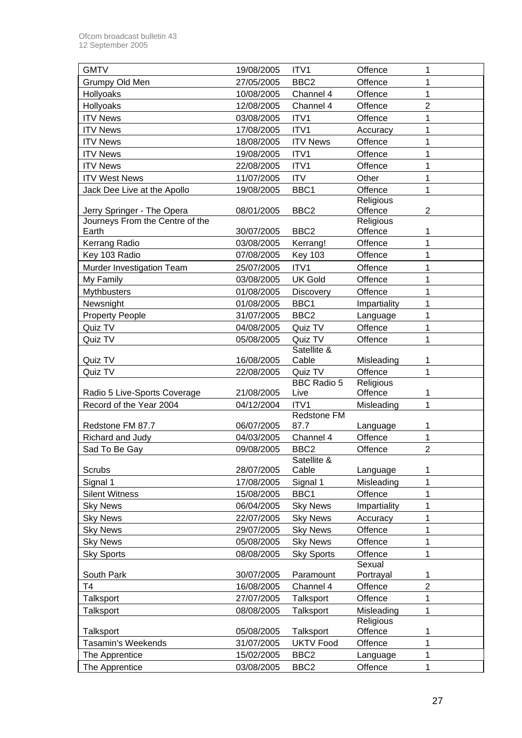| GMTV | 19/08/2005 | ITV1 | Offence | 1 |
|---|---|---|---|---|
| Grumpy Old Men | 27/05/2005 | BBC2 | Offence | 1 |
| Hollyoaks | 10/08/2005 | Channel 4 | Offence | 1 |
| Hollyoaks | 12/08/2005 | Channel 4 | Offence | 2 |
| ITV News | 03/08/2005 | ITV1 | Offence | 1 |
| ITV News | 17/08/2005 | ITV1 | Accuracy | 1 |
| ITV News | 18/08/2005 | ITV News | Offence | 1 |
| ITV News | 19/08/2005 | ITV1 | Offence | 1 |
| ITV News | 22/08/2005 | ITV1 | Offence | 1 |
| ITV West News | 11/07/2005 | ITV | Other | 1 |
| Jack Dee Live at the Apollo | 19/08/2005 | BBC1 | Offence | 1 |
| Jerry Springer - The Opera | 08/01/2005 | BBC2 | Religious Offence | 2 |
| Journeys From the Centre of the Earth | 30/07/2005 | BBC2 | Religious Offence | 1 |
| Kerrang Radio | 03/08/2005 | Kerrang! | Offence | 1 |
| Key 103 Radio | 07/08/2005 | Key 103 | Offence | 1 |
| Murder Investigation Team | 25/07/2005 | ITV1 | Offence | 1 |
| My Family | 03/08/2005 | UK Gold | Offence | 1 |
| Mythbusters | 01/08/2005 | Discovery | Offence | 1 |
| Newsnight | 01/08/2005 | BBC1 | Impartiality | 1 |
| Property People | 31/07/2005 | BBC2 | Language | 1 |
| Quiz TV | 04/08/2005 | Quiz TV | Offence | 1 |
| Quiz TV | 05/08/2005 | Quiz TV | Offence | 1 |
| Quiz TV | 16/08/2005 | Satellite & Cable | Misleading | 1 |
| Quiz TV | 22/08/2005 | Quiz TV | Offence | 1 |
| Radio 5 Live-Sports Coverage | 21/08/2005 | BBC Radio 5 Live | Religious Offence | 1 |
| Record of the Year 2004 | 04/12/2004 | ITV1 | Misleading | 1 |
| Redstone FM 87.7 | 06/07/2005 | Redstone FM 87.7 | Language | 1 |
| Richard and Judy | 04/03/2005 | Channel 4 | Offence | 1 |
| Sad To Be Gay | 09/08/2005 | BBC2 | Offence | 2 |
| Scrubs | 28/07/2005 | Satellite & Cable | Language | 1 |
| Signal 1 | 17/08/2005 | Signal 1 | Misleading | 1 |
| Silent Witness | 15/08/2005 | BBC1 | Offence | 1 |
| Sky News | 06/04/2005 | Sky News | Impartiality | 1 |
| Sky News | 22/07/2005 | Sky News | Accuracy | 1 |
| Sky News | 29/07/2005 | Sky News | Offence | 1 |
| Sky News | 05/08/2005 | Sky News | Offence | 1 |
| Sky Sports | 08/08/2005 | Sky Sports | Offence | 1 |
| South Park | 30/07/2005 | Paramount | Sexual Portrayal | 1 |
| T4 | 16/08/2005 | Channel 4 | Offence | 2 |
| Talksport | 27/07/2005 | Talksport | Offence | 1 |
| Talksport | 08/08/2005 | Talksport | Misleading | 1 |
| Talksport | 05/08/2005 | Talksport | Religious Offence | 1 |
| Tasamin's Weekends | 31/07/2005 | UKTV Food | Offence | 1 |
| The Apprentice | 15/02/2005 | BBC2 | Language | 1 |
| The Apprentice | 03/08/2005 | BBC2 | Offence | 1 |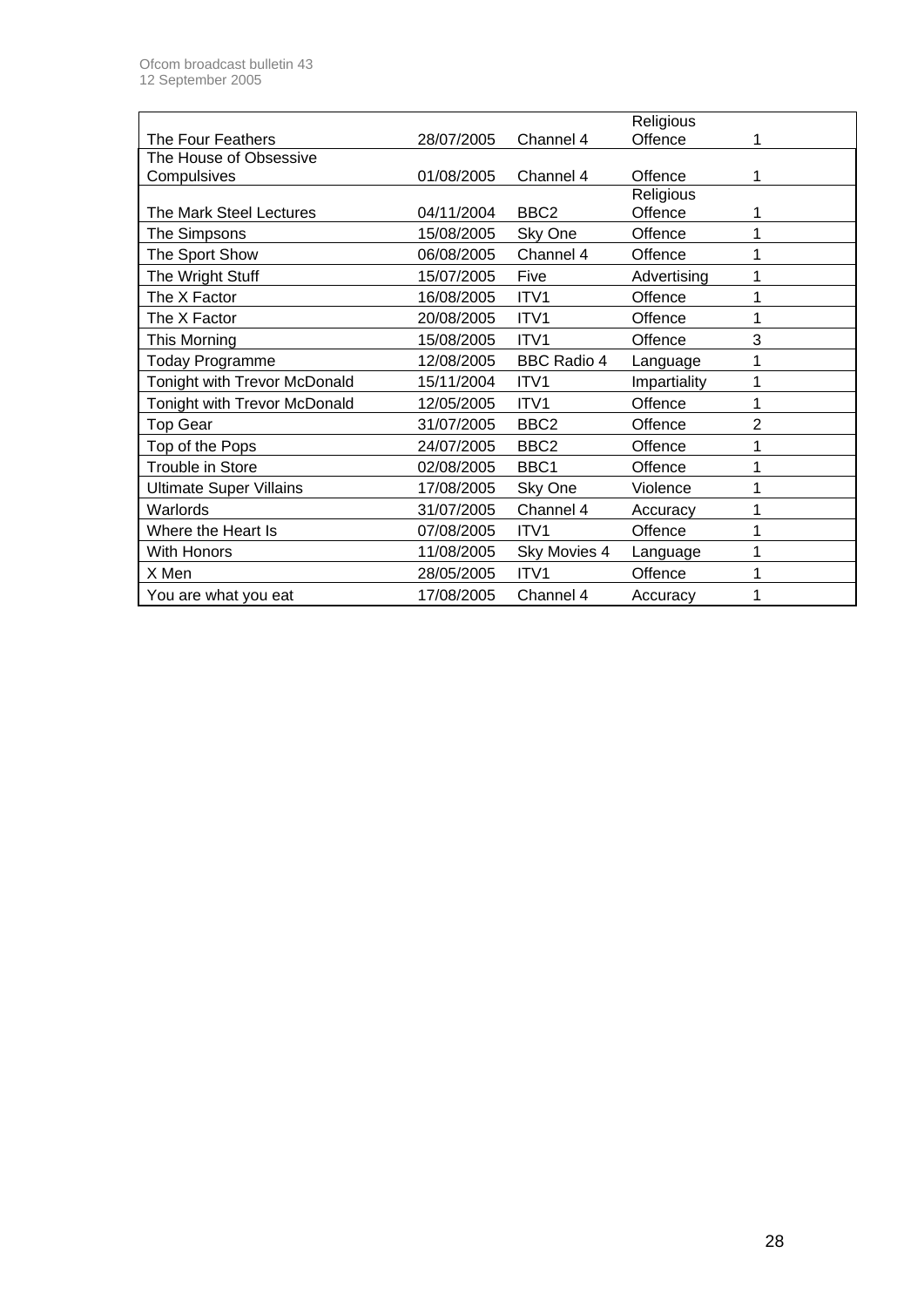| | | | | |
|---|---|---|---|---|
| The Four Feathers | 28/07/2005 | Channel 4 | Religious Offence | 1 |
| The House of Obsessive Compulsives | 01/08/2005 | Channel 4 | Offence | 1 |
| The Mark Steel Lectures | 04/11/2004 | BBC2 | Religious Offence | 1 |
| The Simpsons | 15/08/2005 | Sky One | Offence | 1 |
| The Sport Show | 06/08/2005 | Channel 4 | Offence | 1 |
| The Wright Stuff | 15/07/2005 | Five | Advertising | 1 |
| The X Factor | 16/08/2005 | ITV1 | Offence | 1 |
| The X Factor | 20/08/2005 | ITV1 | Offence | 1 |
| This Morning | 15/08/2005 | ITV1 | Offence | 3 |
| Today Programme | 12/08/2005 | BBC Radio 4 | Language | 1 |
| Tonight with Trevor McDonald | 15/11/2004 | ITV1 | Impartiality | 1 |
| Tonight with Trevor McDonald | 12/05/2005 | ITV1 | Offence | 1 |
| Top Gear | 31/07/2005 | BBC2 | Offence | 2 |
| Top of the Pops | 24/07/2005 | BBC2 | Offence | 1 |
| Trouble in Store | 02/08/2005 | BBC1 | Offence | 1 |
| Ultimate Super Villains | 17/08/2005 | Sky One | Violence | 1 |
| Warlords | 31/07/2005 | Channel 4 | Accuracy | 1 |
| Where the Heart Is | 07/08/2005 | ITV1 | Offence | 1 |
| With Honors | 11/08/2005 | Sky Movies 4 | Language | 1 |
| X Men | 28/05/2005 | ITV1 | Offence | 1 |
| You are what you eat | 17/08/2005 | Channel 4 | Accuracy | 1 |